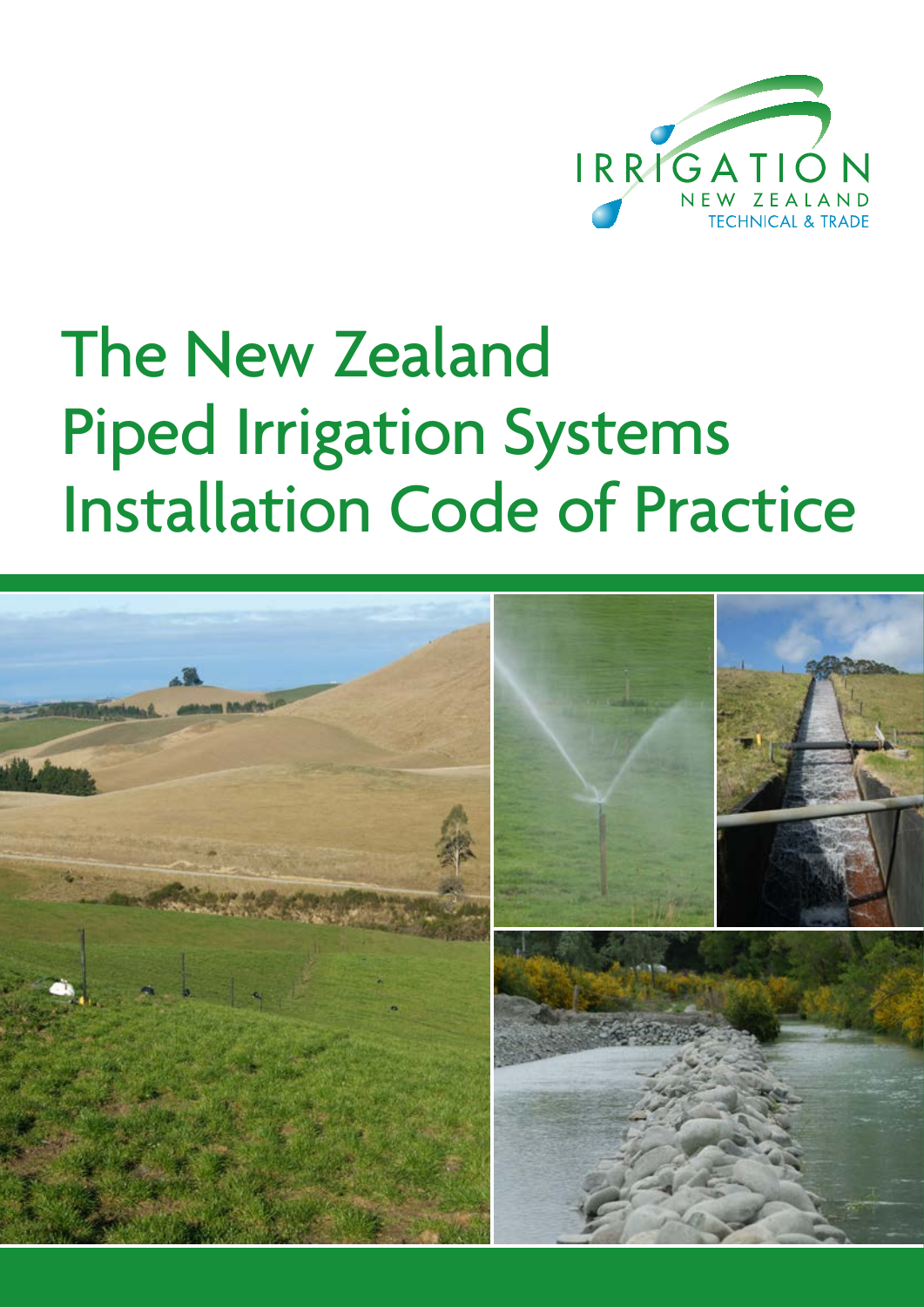IRRIGATION NEW ZEALAND TECHNICAL & TRADE

# The New Zealand Piped Irrigation Systems Installation Code of Practice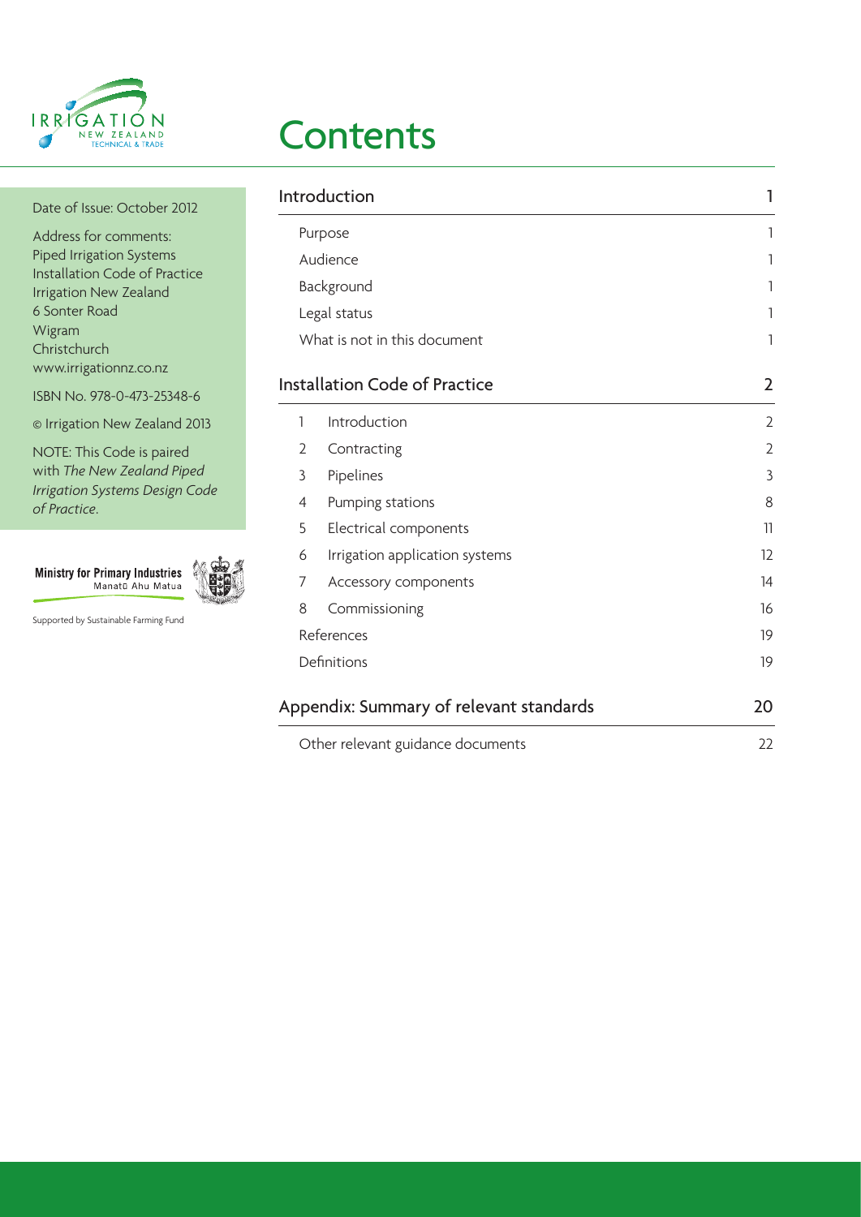# Contents

Date of Issue: October 2012

Address for comments:
Piped Irrigation Systems
Installation Code of Practice
Irrigation New Zealand
6 Sonter Road
Wigram
Christchurch
www.irrigationnz.co.nz

ISBN No. 978-0-473-25348-6

© Irrigation New Zealand 2013

NOTE: This Code is paired with *The New Zealand Piped Irrigation Systems Design Code of Practice*.

Ministry for Primary Industries
Manatū Ahu Matua

Supported by Sustainable Farming Fund

| | | |
|---|---|---|
| **Introduction** | | **1** |
| Purpose | | 1 |
| Audience | | 1 |
| Background | | 1 |
| Legal status | | 1 |
| What is not in this document | | 1 |
| **Installation Code of Practice** | | **2** |
| 1 | Introduction | 2 |
| 2 | Contracting | 2 |
| 3 | Pipelines | 3 |
| 4 | Pumping stations | 8 |
| 5 | Electrical components | 11 |
| 6 | Irrigation application systems | 12 |
| 7 | Accessory components | 14 |
| 8 | Commissioning | 16 |
| References | | 19 |
| Definitions | | 19 |
| **Appendix: Summary of relevant standards** | | **20** |
| Other relevant guidance documents | | 22 |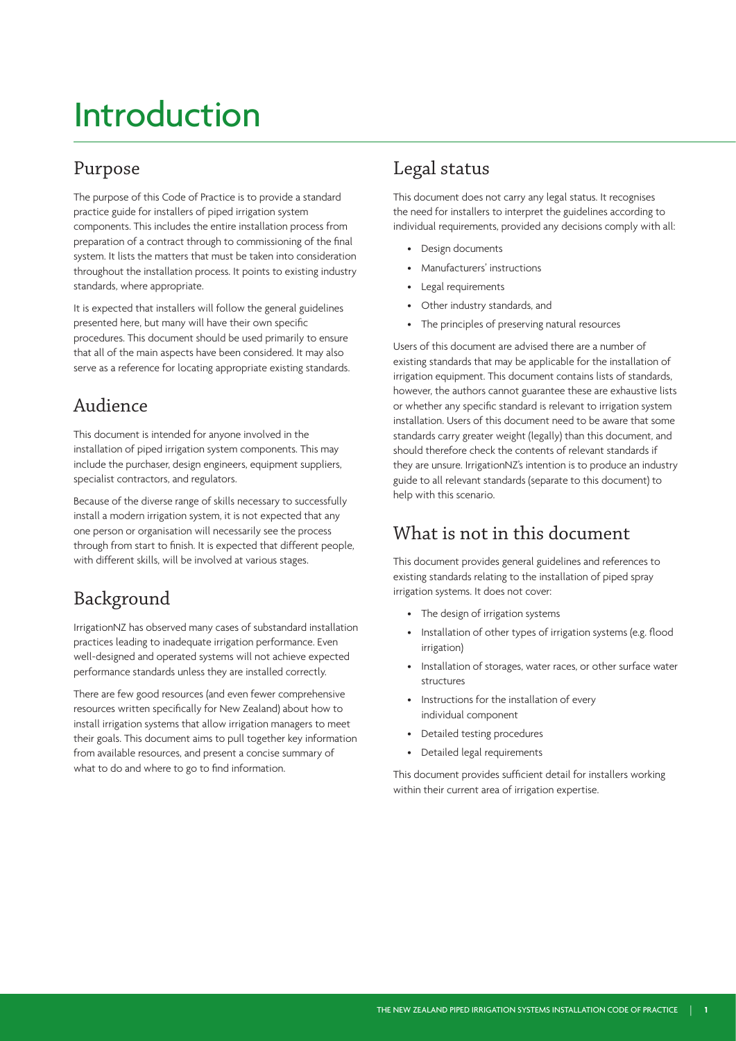# Introduction

## Purpose

The purpose of this Code of Practice is to provide a standard practice guide for installers of piped irrigation system components. This includes the entire installation process from preparation of a contract through to commissioning of the final system. It lists the matters that must be taken into consideration throughout the installation process. It points to existing industry standards, where appropriate.

It is expected that installers will follow the general guidelines presented here, but many will have their own specific procedures. This document should be used primarily to ensure that all of the main aspects have been considered. It may also serve as a reference for locating appropriate existing standards.

## Audience

This document is intended for anyone involved in the installation of piped irrigation system components. This may include the purchaser, design engineers, equipment suppliers, specialist contractors, and regulators.

Because of the diverse range of skills necessary to successfully install a modern irrigation system, it is not expected that any one person or organisation will necessarily see the process through from start to finish. It is expected that different people, with different skills, will be involved at various stages.

## Background

IrrigationNZ has observed many cases of substandard installation practices leading to inadequate irrigation performance. Even well-designed and operated systems will not achieve expected performance standards unless they are installed correctly.

There are few good resources (and even fewer comprehensive resources written specifically for New Zealand) about how to install irrigation systems that allow irrigation managers to meet their goals. This document aims to pull together key information from available resources, and present a concise summary of what to do and where to go to find information.

## Legal status

This document does not carry any legal status. It recognises the need for installers to interpret the guidelines according to individual requirements, provided any decisions comply with all:

- Design documents
- Manufacturers' instructions
- Legal requirements
- Other industry standards, and
- The principles of preserving natural resources

Users of this document are advised there are a number of existing standards that may be applicable for the installation of irrigation equipment. This document contains lists of standards, however, the authors cannot guarantee these are exhaustive lists or whether any specific standard is relevant to irrigation system installation. Users of this document need to be aware that some standards carry greater weight (legally) than this document, and should therefore check the contents of relevant standards if they are unsure. IrrigationNZ's intention is to produce an industry guide to all relevant standards (separate to this document) to help with this scenario.

## What is not in this document

This document provides general guidelines and references to existing standards relating to the installation of piped spray irrigation systems. It does not cover:

- The design of irrigation systems
- Installation of other types of irrigation systems (e.g. flood irrigation)
- Installation of storages, water races, or other surface water structures
- Instructions for the installation of every individual component
- Detailed testing procedures
- Detailed legal requirements

This document provides sufficient detail for installers working within their current area of irrigation expertise.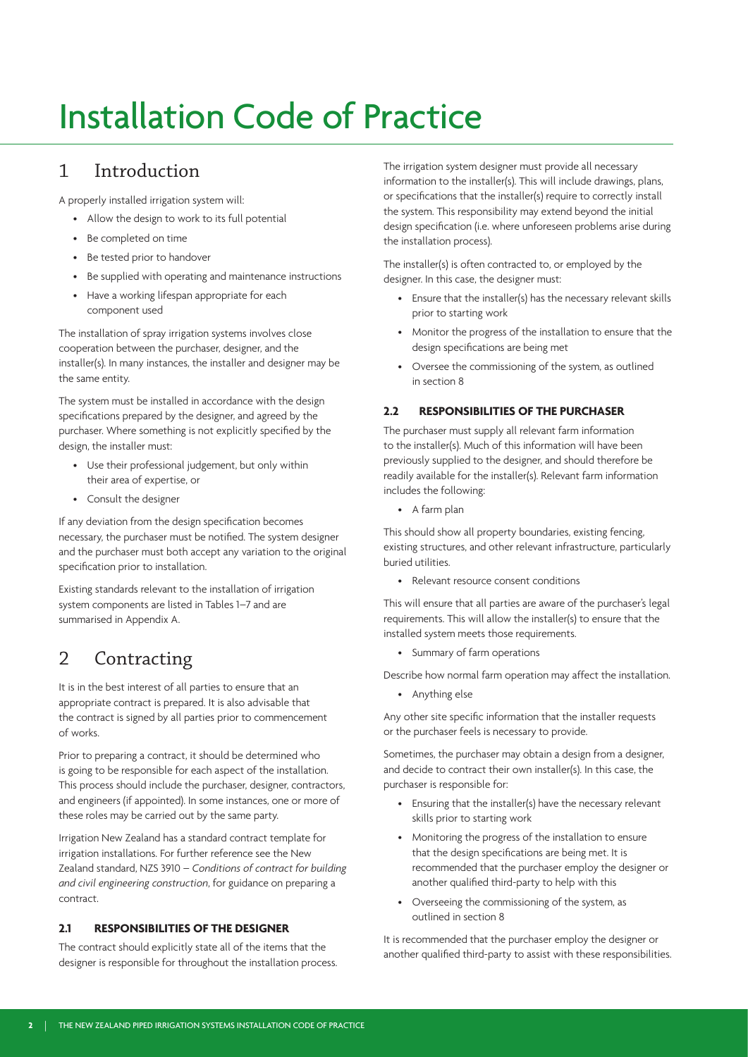# Installation Code of Practice

## 1 Introduction

A properly installed irrigation system will:

- Allow the design to work to its full potential
- Be completed on time
- Be tested prior to handover
- Be supplied with operating and maintenance instructions
- Have a working lifespan appropriate for each component used

The installation of spray irrigation systems involves close cooperation between the purchaser, designer, and the installer(s). In many instances, the installer and designer may be the same entity.

The system must be installed in accordance with the design specifications prepared by the designer, and agreed by the purchaser. Where something is not explicitly specified by the design, the installer must:

- Use their professional judgement, but only within their area of expertise, or
- Consult the designer

If any deviation from the design specification becomes necessary, the purchaser must be notified. The system designer and the purchaser must both accept any variation to the original specification prior to installation.

Existing standards relevant to the installation of irrigation system components are listed in Tables 1–7 and are summarised in Appendix A.

## 2 Contracting

It is in the best interest of all parties to ensure that an appropriate contract is prepared. It is also advisable that the contract is signed by all parties prior to commencement of works.

Prior to preparing a contract, it should be determined who is going to be responsible for each aspect of the installation. This process should include the purchaser, designer, contractors, and engineers (if appointed). In some instances, one or more of these roles may be carried out by the same party.

Irrigation New Zealand has a standard contract template for irrigation installations. For further reference see the New Zealand standard, NZS 3910 – *Conditions of contract for building and civil engineering construction*, for guidance on preparing a contract.

### 2.1 RESPONSIBILITIES OF THE DESIGNER

The contract should explicitly state all of the items that the designer is responsible for throughout the installation process.

The irrigation system designer must provide all necessary information to the installer(s). This will include drawings, plans, or specifications that the installer(s) require to correctly install the system. This responsibility may extend beyond the initial design specification (i.e. where unforeseen problems arise during the installation process).

The installer(s) is often contracted to, or employed by the designer. In this case, the designer must:

- Ensure that the installer(s) has the necessary relevant skills prior to starting work
- Monitor the progress of the installation to ensure that the design specifications are being met
- Oversee the commissioning of the system, as outlined in section 8

### 2.2 RESPONSIBILITIES OF THE PURCHASER

The purchaser must supply all relevant farm information to the installer(s). Much of this information will have been previously supplied to the designer, and should therefore be readily available for the installer(s). Relevant farm information includes the following:

- A farm plan

This should show all property boundaries, existing fencing, existing structures, and other relevant infrastructure, particularly buried utilities.

- Relevant resource consent conditions

This will ensure that all parties are aware of the purchaser's legal requirements. This will allow the installer(s) to ensure that the installed system meets those requirements.

- Summary of farm operations

Describe how normal farm operation may affect the installation.

- Anything else

Any other site specific information that the installer requests or the purchaser feels is necessary to provide.

Sometimes, the purchaser may obtain a design from a designer, and decide to contract their own installer(s). In this case, the purchaser is responsible for:

- Ensuring that the installer(s) have the necessary relevant skills prior to starting work
- Monitoring the progress of the installation to ensure that the design specifications are being met. It is recommended that the purchaser employ the designer or another qualified third-party to help with this
- Overseeing the commissioning of the system, as outlined in section 8

It is recommended that the purchaser employ the designer or another qualified third-party to assist with these responsibilities.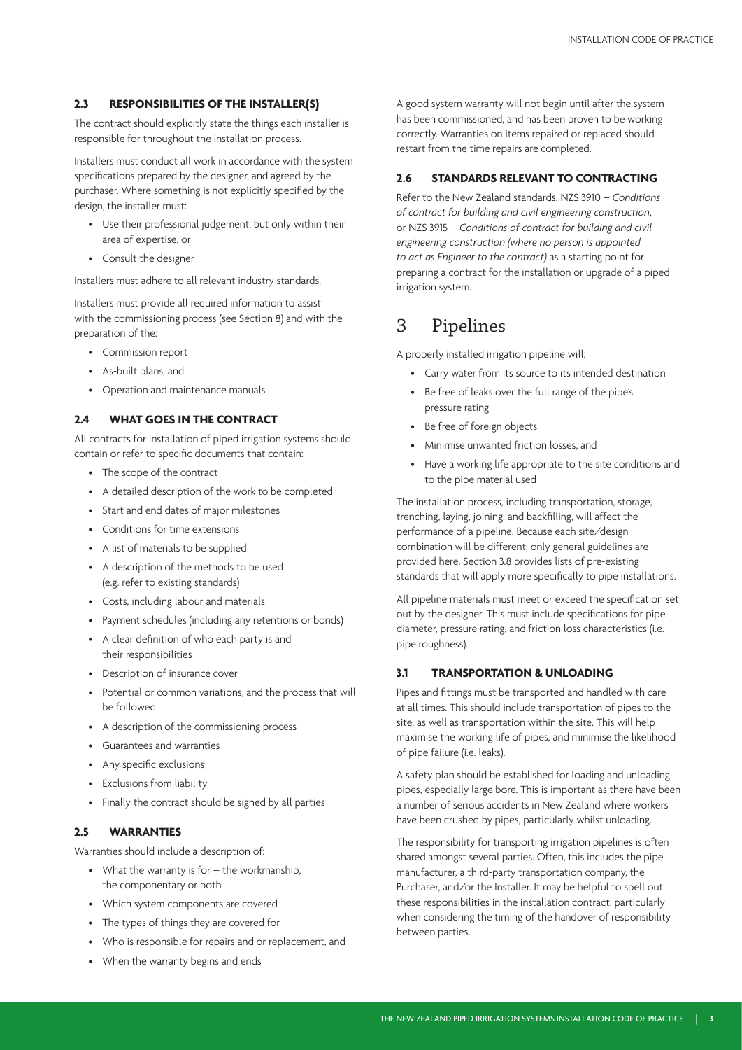### 2.3 RESPONSIBILITIES OF THE INSTALLER(S)

The contract should explicitly state the things each installer is responsible for throughout the installation process.

Installers must conduct all work in accordance with the system specifications prepared by the designer, and agreed by the purchaser. Where something is not explicitly specified by the design, the installer must:

- Use their professional judgement, but only within their area of expertise, or
- Consult the designer

Installers must adhere to all relevant industry standards.

Installers must provide all required information to assist with the commissioning process (see Section 8) and with the preparation of the:

- Commission report
- As-built plans, and
- Operation and maintenance manuals

### 2.4 WHAT GOES IN THE CONTRACT

All contracts for installation of piped irrigation systems should contain or refer to specific documents that contain:

- The scope of the contract
- A detailed description of the work to be completed
- Start and end dates of major milestones
- Conditions for time extensions
- A list of materials to be supplied
- A description of the methods to be used (e.g. refer to existing standards)
- Costs, including labour and materials
- Payment schedules (including any retentions or bonds)
- A clear definition of who each party is and their responsibilities
- Description of insurance cover
- Potential or common variations, and the process that will be followed
- A description of the commissioning process
- Guarantees and warranties
- Any specific exclusions
- Exclusions from liability
- Finally the contract should be signed by all parties

### 2.5 WARRANTIES

Warranties should include a description of:

- What the warranty is for – the workmanship, the componentary or both
- Which system components are covered
- The types of things they are covered for
- Who is responsible for repairs and or replacement, and
- When the warranty begins and ends

A good system warranty will not begin until after the system has been commissioned, and has been proven to be working correctly. Warranties on items repaired or replaced should restart from the time repairs are completed.

### 2.6 STANDARDS RELEVANT TO CONTRACTING

Refer to the New Zealand standards, NZS 3910 – *Conditions of contract for building and civil engineering construction*, or NZS 3915 – *Conditions of contract for building and civil engineering construction (where no person is appointed to act as Engineer to the contract)* as a starting point for preparing a contract for the installation or upgrade of a piped irrigation system.

# 3 Pipelines

A properly installed irrigation pipeline will:

- Carry water from its source to its intended destination
- Be free of leaks over the full range of the pipe's pressure rating
- Be free of foreign objects
- Minimise unwanted friction losses, and
- Have a working life appropriate to the site conditions and to the pipe material used

The installation process, including transportation, storage, trenching, laying, joining, and backfilling, will affect the performance of a pipeline. Because each site/design combination will be different, only general guidelines are provided here. Section 3.8 provides lists of pre-existing standards that will apply more specifically to pipe installations.

All pipeline materials must meet or exceed the specification set out by the designer. This must include specifications for pipe diameter, pressure rating, and friction loss characteristics (i.e. pipe roughness).

### 3.1 TRANSPORTATION & UNLOADING

Pipes and fittings must be transported and handled with care at all times. This should include transportation of pipes to the site, as well as transportation within the site. This will help maximise the working life of pipes, and minimise the likelihood of pipe failure (i.e. leaks).

A safety plan should be established for loading and unloading pipes, especially large bore. This is important as there have been a number of serious accidents in New Zealand where workers have been crushed by pipes, particularly whilst unloading.

The responsibility for transporting irrigation pipelines is often shared amongst several parties. Often, this includes the pipe manufacturer, a third-party transportation company, the Purchaser, and/or the Installer. It may be helpful to spell out these responsibilities in the installation contract, particularly when considering the timing of the handover of responsibility between parties.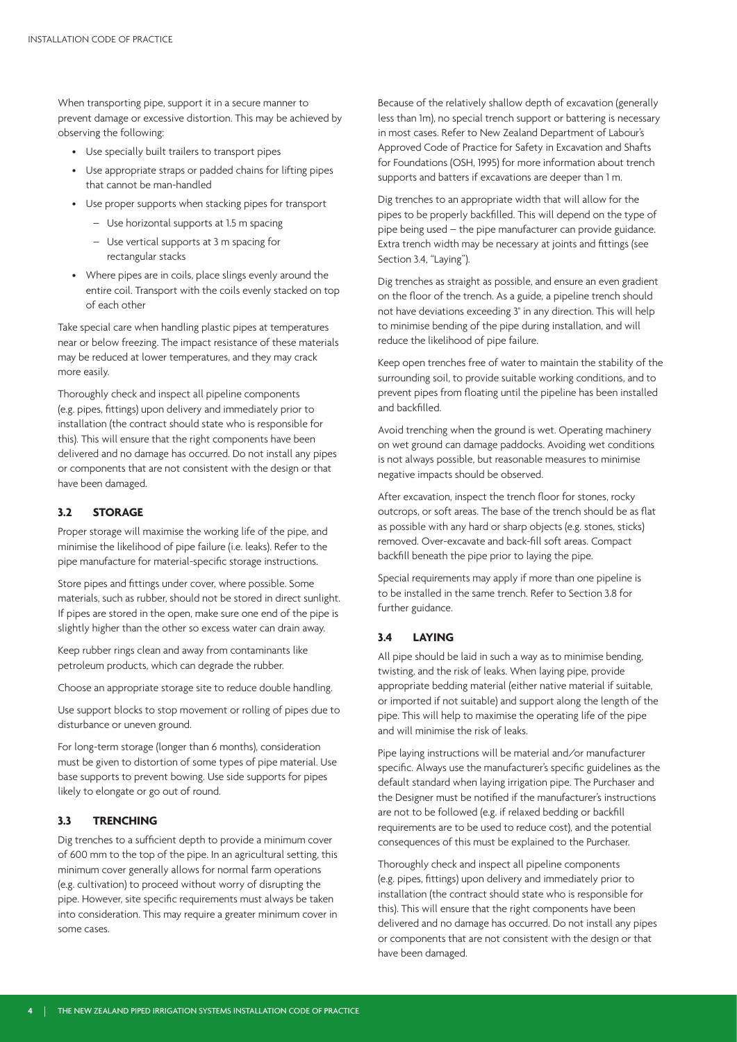When transporting pipe, support it in a secure manner to prevent damage or excessive distortion. This may be achieved by observing the following:

- Use specially built trailers to transport pipes
- Use appropriate straps or padded chains for lifting pipes that cannot be man-handled
- Use proper supports when stacking pipes for transport
  - Use horizontal supports at 1.5 m spacing
  - Use vertical supports at 3 m spacing for rectangular stacks
- Where pipes are in coils, place slings evenly around the entire coil. Transport with the coils evenly stacked on top of each other

Take special care when handling plastic pipes at temperatures near or below freezing. The impact resistance of these materials may be reduced at lower temperatures, and they may crack more easily.

Thoroughly check and inspect all pipeline components (e.g. pipes, fittings) upon delivery and immediately prior to installation (the contract should state who is responsible for this). This will ensure that the right components have been delivered and no damage has occurred. Do not install any pipes or components that are not consistent with the design or that have been damaged.

### 3.2 STORAGE

Proper storage will maximise the working life of the pipe, and minimise the likelihood of pipe failure (i.e. leaks). Refer to the pipe manufacture for material-specific storage instructions.

Store pipes and fittings under cover, where possible. Some materials, such as rubber, should not be stored in direct sunlight. If pipes are stored in the open, make sure one end of the pipe is slightly higher than the other so excess water can drain away.

Keep rubber rings clean and away from contaminants like petroleum products, which can degrade the rubber.

Choose an appropriate storage site to reduce double handling.

Use support blocks to stop movement or rolling of pipes due to disturbance or uneven ground.

For long-term storage (longer than 6 months), consideration must be given to distortion of some types of pipe material. Use base supports to prevent bowing. Use side supports for pipes likely to elongate or go out of round.

### 3.3 TRENCHING

Dig trenches to a sufficient depth to provide a minimum cover of 600 mm to the top of the pipe. In an agricultural setting, this minimum cover generally allows for normal farm operations (e.g. cultivation) to proceed without worry of disrupting the pipe. However, site specific requirements must always be taken into consideration. This may require a greater minimum cover in some cases.

Because of the relatively shallow depth of excavation (generally less than 1m), no special trench support or battering is necessary in most cases. Refer to New Zealand Department of Labour's Approved Code of Practice for Safety in Excavation and Shafts for Foundations (OSH, 1995) for more information about trench supports and batters if excavations are deeper than 1 m.

Dig trenches to an appropriate width that will allow for the pipes to be properly backfilled. This will depend on the type of pipe being used – the pipe manufacturer can provide guidance. Extra trench width may be necessary at joints and fittings (see Section 3.4, "Laying").

Dig trenches as straight as possible, and ensure an even gradient on the floor of the trench. As a guide, a pipeline trench should not have deviations exceeding 3° in any direction. This will help to minimise bending of the pipe during installation, and will reduce the likelihood of pipe failure.

Keep open trenches free of water to maintain the stability of the surrounding soil, to provide suitable working conditions, and to prevent pipes from floating until the pipeline has been installed and backfilled.

Avoid trenching when the ground is wet. Operating machinery on wet ground can damage paddocks. Avoiding wet conditions is not always possible, but reasonable measures to minimise negative impacts should be observed.

After excavation, inspect the trench floor for stones, rocky outcrops, or soft areas. The base of the trench should be as flat as possible with any hard or sharp objects (e.g. stones, sticks) removed. Over-excavate and back-fill soft areas. Compact backfill beneath the pipe prior to laying the pipe.

Special requirements may apply if more than one pipeline is to be installed in the same trench. Refer to Section 3.8 for further guidance.

### 3.4 LAYING

All pipe should be laid in such a way as to minimise bending, twisting, and the risk of leaks. When laying pipe, provide appropriate bedding material (either native material if suitable, or imported if not suitable) and support along the length of the pipe. This will help to maximise the operating life of the pipe and will minimise the risk of leaks.

Pipe laying instructions will be material and/or manufacturer specific. Always use the manufacturer's specific guidelines as the default standard when laying irrigation pipe. The Purchaser and the Designer must be notified if the manufacturer's instructions are not to be followed (e.g. if relaxed bedding or backfill requirements are to be used to reduce cost), and the potential consequences of this must be explained to the Purchaser.

Thoroughly check and inspect all pipeline components (e.g. pipes, fittings) upon delivery and immediately prior to installation (the contract should state who is responsible for this). This will ensure that the right components have been delivered and no damage has occurred. Do not install any pipes or components that are not consistent with the design or that have been damaged.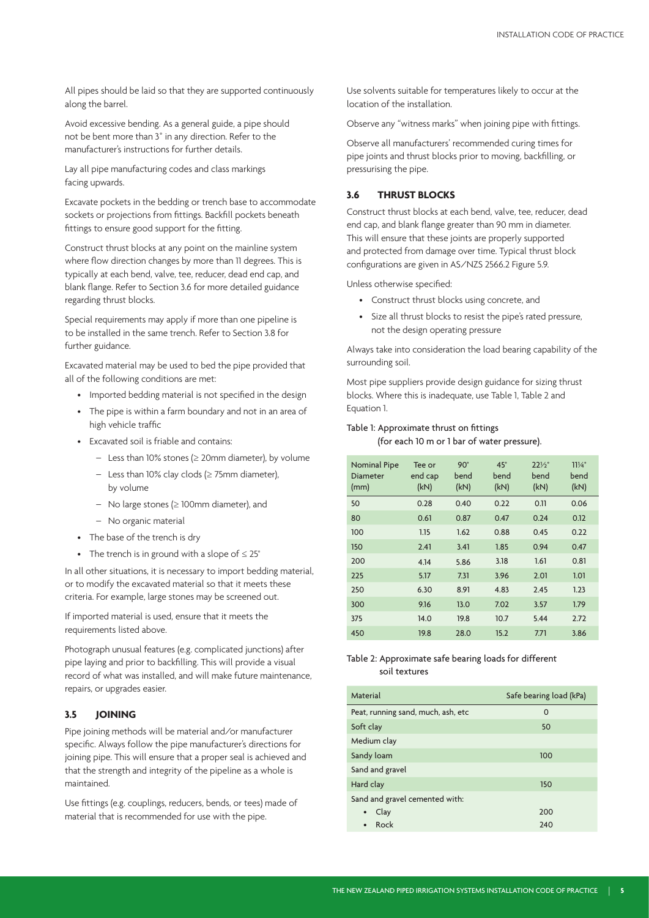All pipes should be laid so that they are supported continuously along the barrel.

Avoid excessive bending. As a general guide, a pipe should not be bent more than 3° in any direction. Refer to the manufacturer's instructions for further details.

Lay all pipe manufacturing codes and class markings facing upwards.

Excavate pockets in the bedding or trench base to accommodate sockets or projections from fittings. Backfill pockets beneath fittings to ensure good support for the fitting.

Construct thrust blocks at any point on the mainline system where flow direction changes by more than 11 degrees. This is typically at each bend, valve, tee, reducer, dead end cap, and blank flange. Refer to Section 3.6 for more detailed guidance regarding thrust blocks.

Special requirements may apply if more than one pipeline is to be installed in the same trench. Refer to Section 3.8 for further guidance.

Excavated material may be used to bed the pipe provided that all of the following conditions are met:

- Imported bedding material is not specified in the design
- The pipe is within a farm boundary and not in an area of high vehicle traffic
- Excavated soil is friable and contains:
  - Less than 10% stones (≥ 20mm diameter), by volume
  - Less than 10% clay clods (≥ 75mm diameter), by volume
  - No large stones (≥ 100mm diameter), and
  - No organic material
- The base of the trench is dry
- The trench is in ground with a slope of ≤ 25°

In all other situations, it is necessary to import bedding material, or to modify the excavated material so that it meets these criteria. For example, large stones may be screened out.

If imported material is used, ensure that it meets the requirements listed above.

Photograph unusual features (e.g. complicated junctions) after pipe laying and prior to backfilling. This will provide a visual record of what was installed, and will make future maintenance, repairs, or upgrades easier.

### 3.5 JOINING

Pipe joining methods will be material and/or manufacturer specific. Always follow the pipe manufacturer's directions for joining pipe. This will ensure that a proper seal is achieved and that the strength and integrity of the pipeline as a whole is maintained.

Use fittings (e.g. couplings, reducers, bends, or tees) made of material that is recommended for use with the pipe.

Use solvents suitable for temperatures likely to occur at the location of the installation.

Observe any "witness marks" when joining pipe with fittings.

Observe all manufacturers' recommended curing times for pipe joints and thrust blocks prior to moving, backfilling, or pressurising the pipe.

### 3.6 THRUST BLOCKS

Construct thrust blocks at each bend, valve, tee, reducer, dead end cap, and blank flange greater than 90 mm in diameter. This will ensure that these joints are properly supported and protected from damage over time. Typical thrust block configurations are given in AS/NZS 2566.2 Figure 5.9.

Unless otherwise specified:

- Construct thrust blocks using concrete, and
- Size all thrust blocks to resist the pipe's rated pressure, not the design operating pressure

Always take into consideration the load bearing capability of the surrounding soil.

Most pipe suppliers provide design guidance for sizing thrust blocks. Where this is inadequate, use Table 1, Table 2 and Equation 1.

Table 1: Approximate thrust on fittings (for each 10 m or 1 bar of water pressure).

| Nominal Pipe Diameter (mm) | Tee or end cap (kN) | 90° bend (kN) | 45° bend (kN) | 22½° bend (kN) | 11¼° bend (kN) |
|---|---|---|---|---|---|
| 50 | 0.28 | 0.40 | 0.22 | 0.11 | 0.06 |
| 80 | 0.61 | 0.87 | 0.47 | 0.24 | 0.12 |
| 100 | 1.15 | 1.62 | 0.88 | 0.45 | 0.22 |
| 150 | 2.41 | 3.41 | 1.85 | 0.94 | 0.47 |
| 200 | 4.14 | 5.86 | 3.18 | 1.61 | 0.81 |
| 225 | 5.17 | 7.31 | 3.96 | 2.01 | 1.01 |
| 250 | 6.30 | 8.91 | 4.83 | 2.45 | 1.23 |
| 300 | 9.16 | 13.0 | 7.02 | 3.57 | 1.79 |
| 375 | 14.0 | 19.8 | 10.7 | 5.44 | 2.72 |
| 450 | 19.8 | 28.0 | 15.2 | 7.71 | 3.86 |

Table 2: Approximate safe bearing loads for different soil textures

| Material | Safe bearing load (kPa) |
|---|---|
| Peat, running sand, much, ash, etc | 0 |
| Soft clay | 50 |
| Medium clay | |
| Sandy loam | 100 |
| Sand and gravel | |
| Hard clay | 150 |
| Sand and gravel cemented with: | |
| • Clay | 200 |
| • Rock | 240 |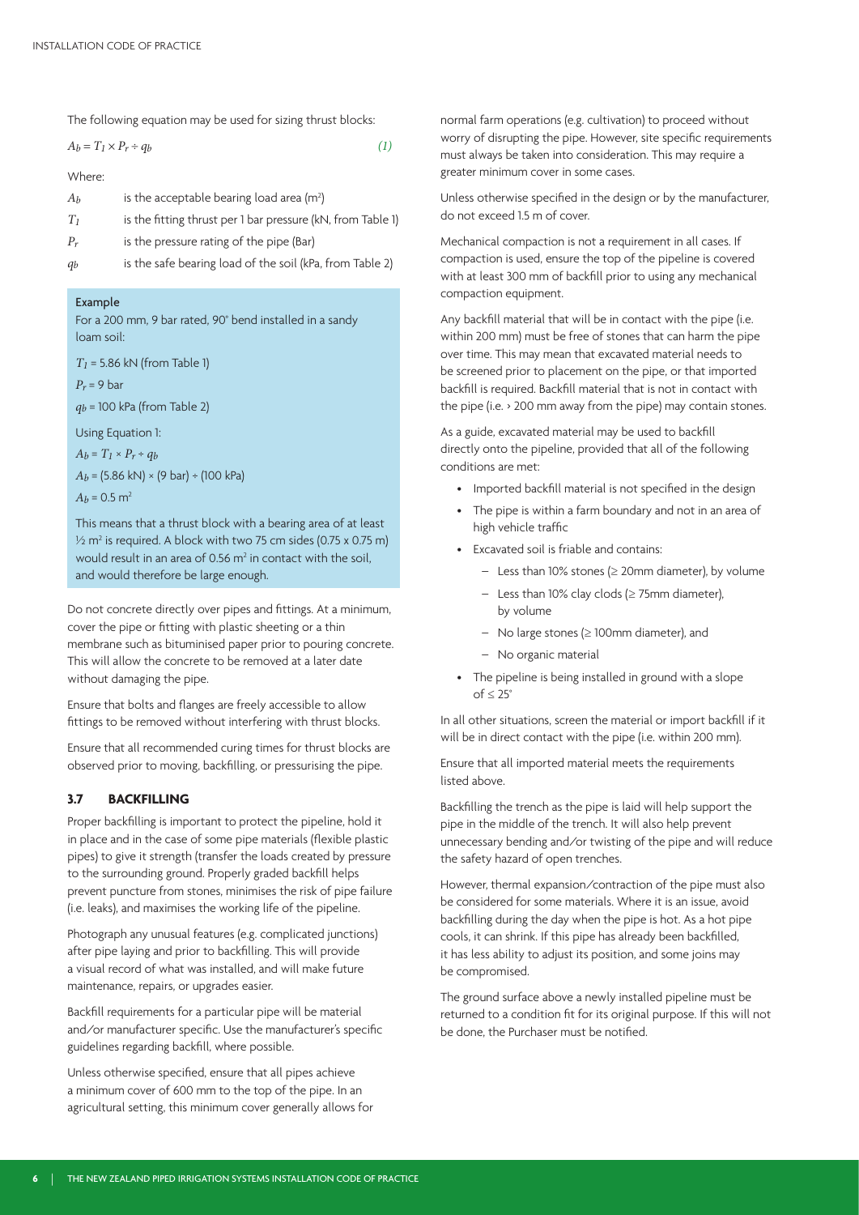The following equation may be used for sizing thrust blocks:

$$A_b = T_1 \times P_r \div q_b \qquad (1)$$

Where:

| | |
|---|---|
| $A_b$ | is the acceptable bearing load area ($m^2$) |
| $T_1$ | is the fitting thrust per 1 bar pressure (kN, from Table 1) |
| $P_r$ | is the pressure rating of the pipe (Bar) |
| $q_b$ | is the safe bearing load of the soil (kPa, from Table 2) |

**Example**

For a 200 mm, 9 bar rated, 90° bend installed in a sandy loam soil:

$T_1$ = 5.86 kN (from Table 1)

$P_r$ = 9 bar

$q_b$ = 100 kPa (from Table 2)

Using Equation 1:

$A_b = T_1 \times P_r \div q_b$

$A_b$ = (5.86 kN) × (9 bar) ÷ (100 kPa)

$A_b$ = 0.5 $m^2$

This means that a thrust block with a bearing area of at least ½ $m^2$ is required. A block with two 75 cm sides (0.75 x 0.75 m) would result in an area of 0.56 $m^2$ in contact with the soil, and would therefore be large enough.

Do not concrete directly over pipes and fittings. At a minimum, cover the pipe or fitting with plastic sheeting or a thin membrane such as bituminised paper prior to pouring concrete. This will allow the concrete to be removed at a later date without damaging the pipe.

Ensure that bolts and flanges are freely accessible to allow fittings to be removed without interfering with thrust blocks.

Ensure that all recommended curing times for thrust blocks are observed prior to moving, backfilling, or pressurising the pipe.

### 3.7 BACKFILLING

Proper backfilling is important to protect the pipeline, hold it in place and in the case of some pipe materials (flexible plastic pipes) to give it strength (transfer the loads created by pressure to the surrounding ground. Properly graded backfill helps prevent puncture from stones, minimises the risk of pipe failure (i.e. leaks), and maximises the working life of the pipeline.

Photograph any unusual features (e.g. complicated junctions) after pipe laying and prior to backfilling. This will provide a visual record of what was installed, and will make future maintenance, repairs, or upgrades easier.

Backfill requirements for a particular pipe will be material and/or manufacturer specific. Use the manufacturer's specific guidelines regarding backfill, where possible.

Unless otherwise specified, ensure that all pipes achieve a minimum cover of 600 mm to the top of the pipe. In an agricultural setting, this minimum cover generally allows for normal farm operations (e.g. cultivation) to proceed without worry of disrupting the pipe. However, site specific requirements must always be taken into consideration. This may require a greater minimum cover in some cases.

Unless otherwise specified in the design or by the manufacturer, do not exceed 1.5 m of cover.

Mechanical compaction is not a requirement in all cases. If compaction is used, ensure the top of the pipeline is covered with at least 300 mm of backfill prior to using any mechanical compaction equipment.

Any backfill material that will be in contact with the pipe (i.e. within 200 mm) must be free of stones that can harm the pipe over time. This may mean that excavated material needs to be screened prior to placement on the pipe, or that imported backfill is required. Backfill material that is not in contact with the pipe (i.e. › 200 mm away from the pipe) may contain stones.

As a guide, excavated material may be used to backfill directly onto the pipeline, provided that all of the following conditions are met:

- Imported backfill material is not specified in the design
- The pipe is within a farm boundary and not in an area of high vehicle traffic
- Excavated soil is friable and contains:
  - Less than 10% stones (≥ 20mm diameter), by volume
  - Less than 10% clay clods (≥ 75mm diameter), by volume
  - No large stones (≥ 100mm diameter), and
  - No organic material
- The pipeline is being installed in ground with a slope of ≤ 25°

In all other situations, screen the material or import backfill if it will be in direct contact with the pipe (i.e. within 200 mm).

Ensure that all imported material meets the requirements listed above.

Backfilling the trench as the pipe is laid will help support the pipe in the middle of the trench. It will also help prevent unnecessary bending and/or twisting of the pipe and will reduce the safety hazard of open trenches.

However, thermal expansion/contraction of the pipe must also be considered for some materials. Where it is an issue, avoid backfilling during the day when the pipe is hot. As a hot pipe cools, it can shrink. If this pipe has already been backfilled, it has less ability to adjust its position, and some joins may be compromised.

The ground surface above a newly installed pipeline must be returned to a condition fit for its original purpose. If this will not be done, the Purchaser must be notified.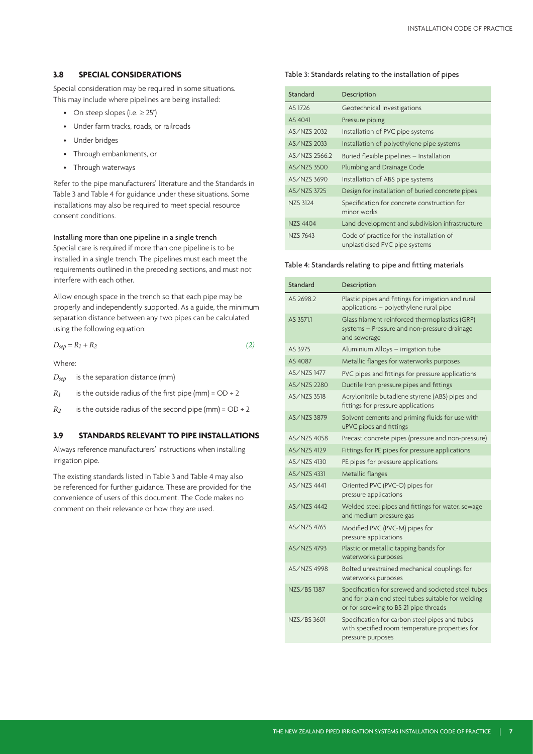## 3.8 SPECIAL CONSIDERATIONS

Special consideration may be required in some situations. This may include where pipelines are being installed:

- On steep slopes (i.e. ≥ 25°)
- Under farm tracks, roads, or railroads
- Under bridges
- Through embankments, or
- Through waterways

Refer to the pipe manufacturers' literature and the Standards in Table 3 and Table 4 for guidance under these situations. Some installations may also be required to meet special resource consent conditions.

### Installing more than one pipeline in a single trench

Special care is required if more than one pipeline is to be installed in a single trench. The pipelines must each meet the requirements outlined in the preceding sections, and must not interfere with each other.

Allow enough space in the trench so that each pipe may be properly and independently supported. As a guide, the minimum separation distance between any two pipes can be calculated using the following equation:

$$D_{sep} = R_1 + R_2 \qquad (2)$$

Where:

$D_{sep}$ is the separation distance (mm)

$R_1$ is the outside radius of the first pipe (mm) = OD ÷ 2

$R_2$ is the outside radius of the second pipe (mm) = OD ÷ 2

## 3.9 STANDARDS RELEVANT TO PIPE INSTALLATIONS

Always reference manufacturers' instructions when installing irrigation pipe.

The existing standards listed in Table 3 and Table 4 may also be referenced for further guidance. These are provided for the convenience of users of this document. The Code makes no comment on their relevance or how they are used.

Table 3: Standards relating to the installation of pipes

| Standard | Description |
|---|---|
| AS 1726 | Geotechnical Investigations |
| AS 4041 | Pressure piping |
| AS/NZS 2032 | Installation of PVC pipe systems |
| AS/NZS 2033 | Installation of polyethylene pipe systems |
| AS/NZS 2566.2 | Buried flexible pipelines – Installation |
| AS/NZS 3500 | Plumbing and Drainage Code |
| AS/NZS 3690 | Installation of ABS pipe systems |
| AS/NZS 3725 | Design for installation of buried concrete pipes |
| NZS 3124 | Specification for concrete construction for minor works |
| NZS 4404 | Land development and subdivision infrastructure |
| NZS 7643 | Code of practice for the installation of unplasticised PVC pipe systems |

Table 4: Standards relating to pipe and fitting materials

| Standard | Description |
|---|---|
| AS 2698.2 | Plastic pipes and fittings for irrigation and rural applications – polyethylene rural pipe |
| AS 3571.1 | Glass filament reinforced thermoplastics (GRP) systems – Pressure and non-pressure drainage and sewerage |
| AS 3975 | Aluminium Alloys – irrigation tube |
| AS 4087 | Metallic flanges for waterworks purposes |
| AS/NZS 1477 | PVC pipes and fittings for pressure applications |
| AS/NZS 2280 | Ductile Iron pressure pipes and fittings |
| AS/NZS 3518 | Acrylonitrile butadiene styrene (ABS) pipes and fittings for pressure applications |
| AS/NZS 3879 | Solvent cements and priming fluids for use with uPVC pipes and fittings |
| AS/NZS 4058 | Precast concrete pipes (pressure and non-pressure) |
| AS/NZS 4129 | Fittings for PE pipes for pressure applications |
| AS/NZS 4130 | PE pipes for pressure applications |
| AS/NZS 4331 | Metallic flanges |
| AS/NZS 4441 | Oriented PVC (PVC-O) pipes for pressure applications |
| AS/NZS 4442 | Welded steel pipes and fittings for water, sewage and medium pressure gas |
| AS/NZS 4765 | Modified PVC (PVC-M) pipes for pressure applications |
| AS/NZS 4793 | Plastic or metallic tapping bands for waterworks purposes |
| AS/NZS 4998 | Bolted unrestrained mechanical couplings for waterworks purposes |
| NZS/BS 1387 | Specification for screwed and socketed steel tubes and for plain end steel tubes suitable for welding or for screwing to BS 21 pipe threads |
| NZS/BS 3601 | Specification for carbon steel pipes and tubes with specified room temperature properties for pressure purposes |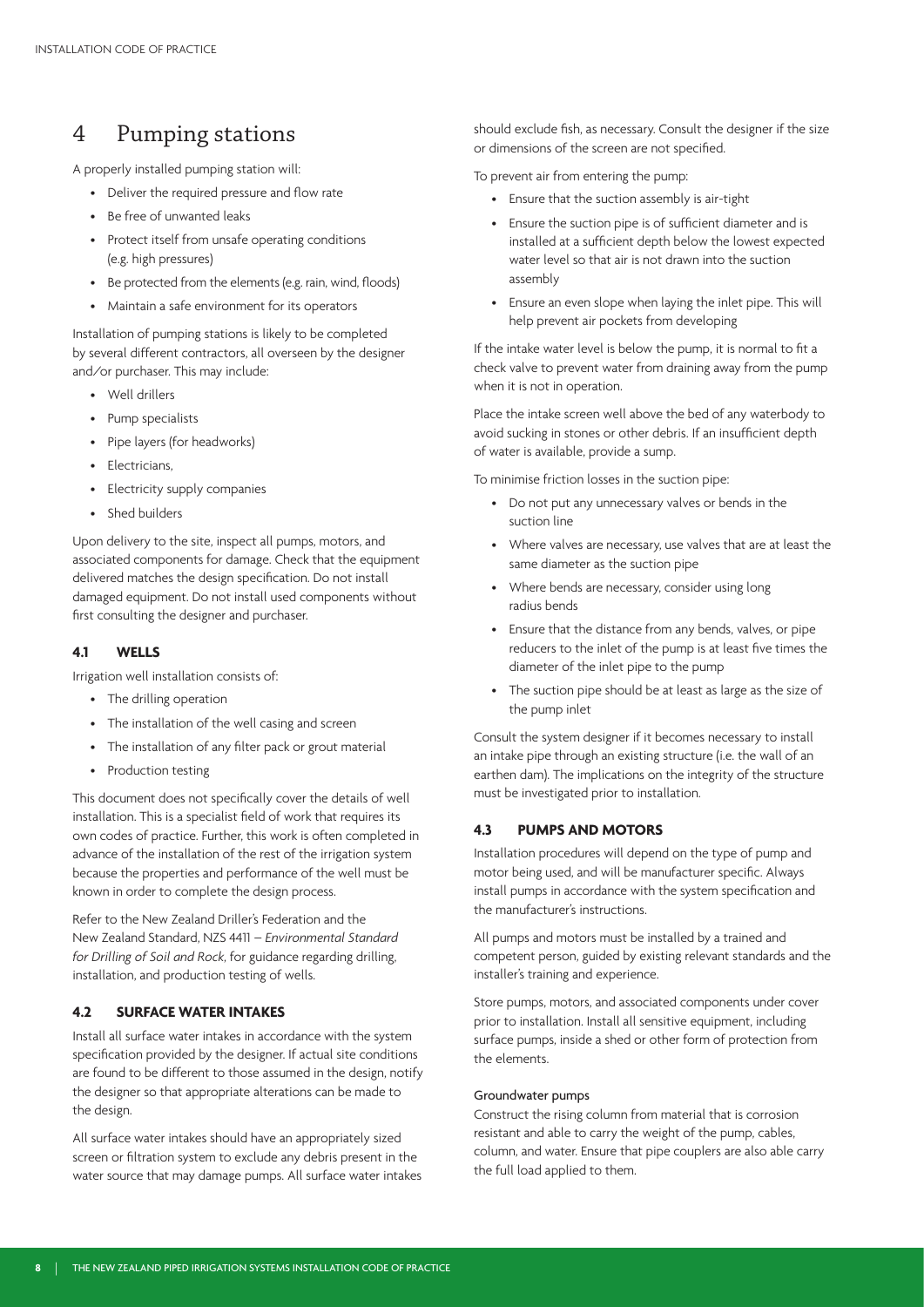# 4 Pumping stations

A properly installed pumping station will:

- Deliver the required pressure and flow rate
- Be free of unwanted leaks
- Protect itself from unsafe operating conditions (e.g. high pressures)
- Be protected from the elements (e.g. rain, wind, floods)
- Maintain a safe environment for its operators

Installation of pumping stations is likely to be completed by several different contractors, all overseen by the designer and/or purchaser. This may include:

- Well drillers
- Pump specialists
- Pipe layers (for headworks)
- Electricians,
- Electricity supply companies
- Shed builders

Upon delivery to the site, inspect all pumps, motors, and associated components for damage. Check that the equipment delivered matches the design specification. Do not install damaged equipment. Do not install used components without first consulting the designer and purchaser.

## 4.1 WELLS

Irrigation well installation consists of:

- The drilling operation
- The installation of the well casing and screen
- The installation of any filter pack or grout material
- Production testing

This document does not specifically cover the details of well installation. This is a specialist field of work that requires its own codes of practice. Further, this work is often completed in advance of the installation of the rest of the irrigation system because the properties and performance of the well must be known in order to complete the design process.

Refer to the New Zealand Driller's Federation and the New Zealand Standard, NZS 4411 – *Environmental Standard for Drilling of Soil and Rock*, for guidance regarding drilling, installation, and production testing of wells.

## 4.2 SURFACE WATER INTAKES

Install all surface water intakes in accordance with the system specification provided by the designer. If actual site conditions are found to be different to those assumed in the design, notify the designer so that appropriate alterations can be made to the design.

All surface water intakes should have an appropriately sized screen or filtration system to exclude any debris present in the water source that may damage pumps. All surface water intakes should exclude fish, as necessary. Consult the designer if the size or dimensions of the screen are not specified.

To prevent air from entering the pump:

- Ensure that the suction assembly is air-tight
- Ensure the suction pipe is of sufficient diameter and is installed at a sufficient depth below the lowest expected water level so that air is not drawn into the suction assembly
- Ensure an even slope when laying the inlet pipe. This will help prevent air pockets from developing

If the intake water level is below the pump, it is normal to fit a check valve to prevent water from draining away from the pump when it is not in operation.

Place the intake screen well above the bed of any waterbody to avoid sucking in stones or other debris. If an insufficient depth of water is available, provide a sump.

To minimise friction losses in the suction pipe:

- Do not put any unnecessary valves or bends in the suction line
- Where valves are necessary, use valves that are at least the same diameter as the suction pipe
- Where bends are necessary, consider using long radius bends
- Ensure that the distance from any bends, valves, or pipe reducers to the inlet of the pump is at least five times the diameter of the inlet pipe to the pump
- The suction pipe should be at least as large as the size of the pump inlet

Consult the system designer if it becomes necessary to install an intake pipe through an existing structure (i.e. the wall of an earthen dam). The implications on the integrity of the structure must be investigated prior to installation.

## 4.3 PUMPS AND MOTORS

Installation procedures will depend on the type of pump and motor being used, and will be manufacturer specific. Always install pumps in accordance with the system specification and the manufacturer's instructions.

All pumps and motors must be installed by a trained and competent person, guided by existing relevant standards and the installer's training and experience.

Store pumps, motors, and associated components under cover prior to installation. Install all sensitive equipment, including surface pumps, inside a shed or other form of protection from the elements.

### Groundwater pumps

Construct the rising column from material that is corrosion resistant and able to carry the weight of the pump, cables, column, and water. Ensure that pipe couplers are also able carry the full load applied to them.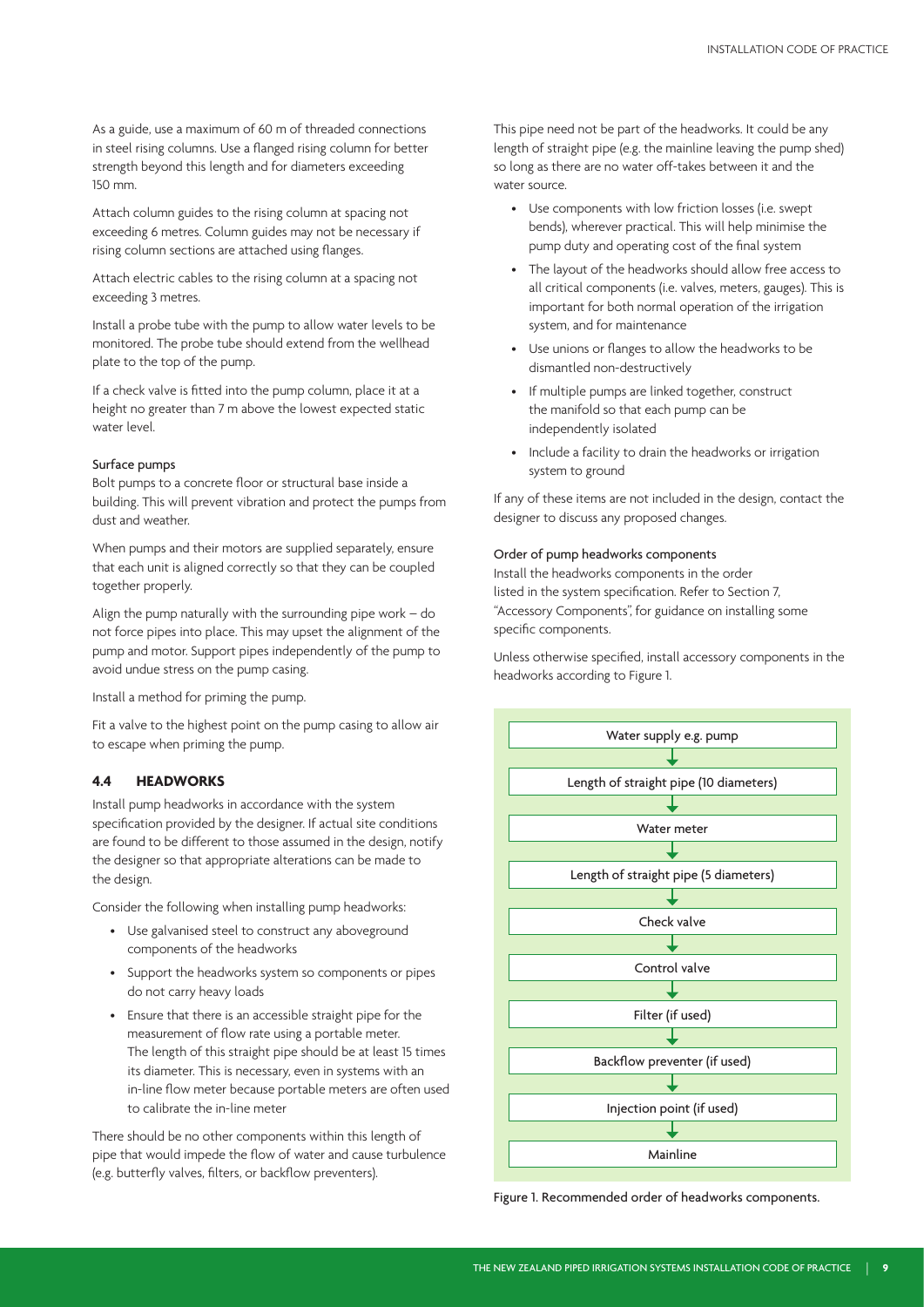As a guide, use a maximum of 60 m of threaded connections in steel rising columns. Use a flanged rising column for better strength beyond this length and for diameters exceeding 150 mm.

Attach column guides to the rising column at spacing not exceeding 6 metres. Column guides may not be necessary if rising column sections are attached using flanges.

Attach electric cables to the rising column at a spacing not exceeding 3 metres.

Install a probe tube with the pump to allow water levels to be monitored. The probe tube should extend from the wellhead plate to the top of the pump.

If a check valve is fitted into the pump column, place it at a height no greater than 7 m above the lowest expected static water level.

#### Surface pumps

Bolt pumps to a concrete floor or structural base inside a building. This will prevent vibration and protect the pumps from dust and weather.

When pumps and their motors are supplied separately, ensure that each unit is aligned correctly so that they can be coupled together properly.

Align the pump naturally with the surrounding pipe work – do not force pipes into place. This may upset the alignment of the pump and motor. Support pipes independently of the pump to avoid undue stress on the pump casing.

Install a method for priming the pump.

Fit a valve to the highest point on the pump casing to allow air to escape when priming the pump.

### 4.4 HEADWORKS

Install pump headworks in accordance with the system specification provided by the designer. If actual site conditions are found to be different to those assumed in the design, notify the designer so that appropriate alterations can be made to the design.

Consider the following when installing pump headworks:

- Use galvanised steel to construct any aboveground components of the headworks
- Support the headworks system so components or pipes do not carry heavy loads
- Ensure that there is an accessible straight pipe for the measurement of flow rate using a portable meter. The length of this straight pipe should be at least 15 times its diameter. This is necessary, even in systems with an in-line flow meter because portable meters are often used to calibrate the in-line meter

There should be no other components within this length of pipe that would impede the flow of water and cause turbulence (e.g. butterfly valves, filters, or backflow preventers).

This pipe need not be part of the headworks. It could be any length of straight pipe (e.g. the mainline leaving the pump shed) so long as there are no water off-takes between it and the water source.

- Use components with low friction losses (i.e. swept bends), wherever practical. This will help minimise the pump duty and operating cost of the final system
- The layout of the headworks should allow free access to all critical components (i.e. valves, meters, gauges). This is important for both normal operation of the irrigation system, and for maintenance
- Use unions or flanges to allow the headworks to be dismantled non-destructively
- If multiple pumps are linked together, construct the manifold so that each pump can be independently isolated
- Include a facility to drain the headworks or irrigation system to ground

If any of these items are not included in the design, contact the designer to discuss any proposed changes.

#### Order of pump headworks components

Install the headworks components in the order listed in the system specification. Refer to Section 7, "Accessory Components", for guidance on installing some specific components.

Unless otherwise specified, install accessory components in the headworks according to Figure 1.

Water supply e.g. pump
↓
Length of straight pipe (10 diameters)
↓
Water meter
↓
Length of straight pipe (5 diameters)
↓
Check valve
↓
Control valve
↓
Filter (if used)
↓
Backflow preventer (if used)
↓
Injection point (if used)
↓
Mainline

Figure 1. Recommended order of headworks components.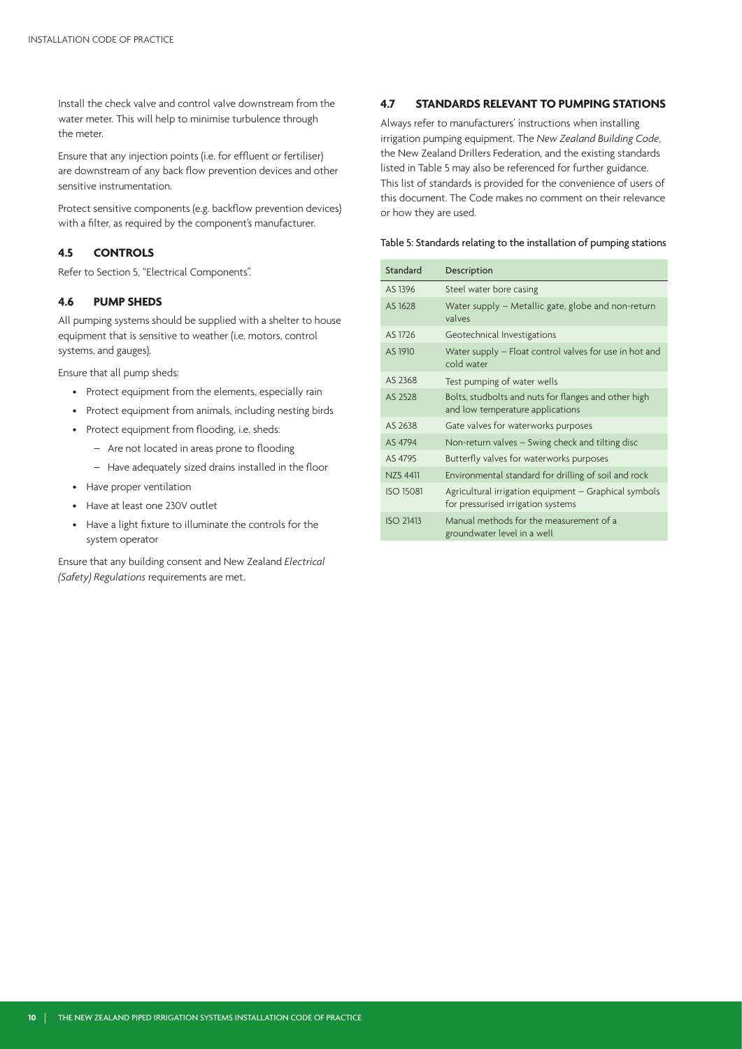Install the check valve and control valve downstream from the water meter. This will help to minimise turbulence through the meter.

Ensure that any injection points (i.e. for effluent or fertiliser) are downstream of any back flow prevention devices and other sensitive instrumentation.

Protect sensitive components (e.g. backflow prevention devices) with a filter, as required by the component's manufacturer.

### 4.5 CONTROLS

Refer to Section 5, "Electrical Components".

### 4.6 PUMP SHEDS

All pumping systems should be supplied with a shelter to house equipment that is sensitive to weather (i.e. motors, control systems, and gauges).

Ensure that all pump sheds:

- Protect equipment from the elements, especially rain
- Protect equipment from animals, including nesting birds
- Protect equipment from flooding, i.e. sheds:
  - Are not located in areas prone to flooding
  - Have adequately sized drains installed in the floor
- Have proper ventilation
- Have at least one 230V outlet
- Have a light fixture to illuminate the controls for the system operator

Ensure that any building consent and New Zealand *Electrical (Safety) Regulations* requirements are met.

### 4.7 STANDARDS RELEVANT TO PUMPING STATIONS

Always refer to manufacturers' instructions when installing irrigation pumping equipment. The *New Zealand Building Code*, the New Zealand Drillers Federation, and the existing standards listed in Table 5 may also be referenced for further guidance. This list of standards is provided for the convenience of users of this document. The Code makes no comment on their relevance or how they are used.

Table 5: Standards relating to the installation of pumping stations

| Standard | Description |
|---|---|
| AS 1396 | Steel water bore casing |
| AS 1628 | Water supply – Metallic gate, globe and non-return valves |
| AS 1726 | Geotechnical Investigations |
| AS 1910 | Water supply – Float control valves for use in hot and cold water |
| AS 2368 | Test pumping of water wells |
| AS 2528 | Bolts, studbolts and nuts for flanges and other high and low temperature applications |
| AS 2638 | Gate valves for waterworks purposes |
| AS 4794 | Non-return valves – Swing check and tilting disc |
| AS 4795 | Butterfly valves for waterworks purposes |
| NZS 4411 | Environmental standard for drilling of soil and rock |
| ISO 15081 | Agricultural irrigation equipment – Graphical symbols for pressurised irrigation systems |
| ISO 21413 | Manual methods for the measurement of a groundwater level in a well |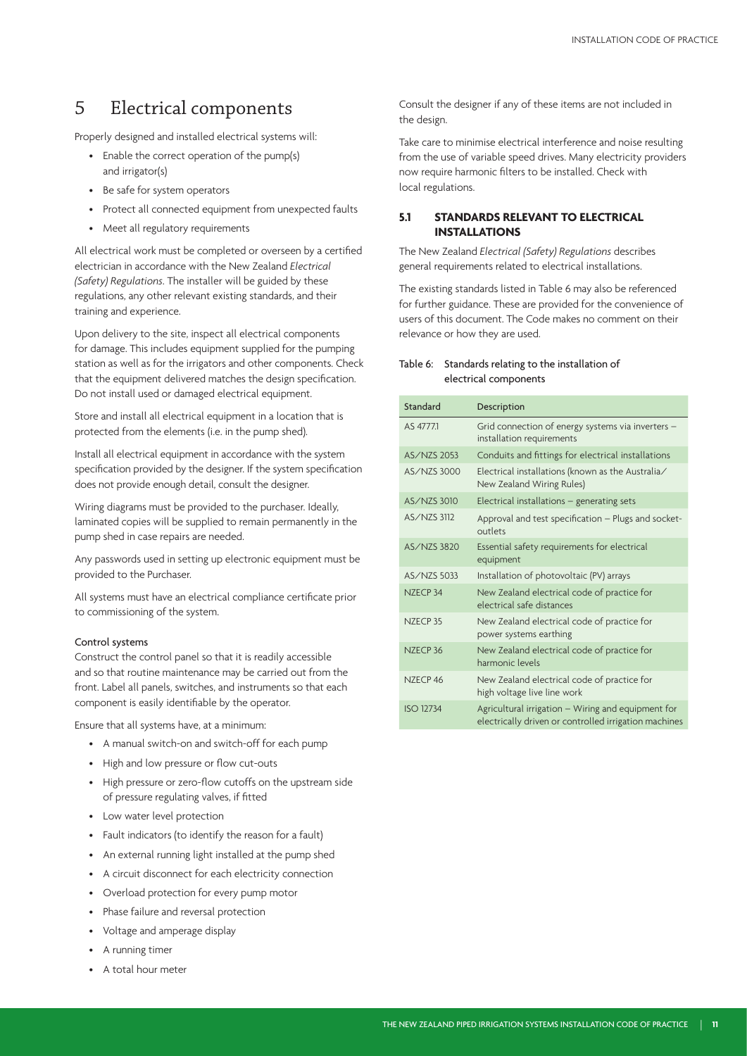# 5 Electrical components

Properly designed and installed electrical systems will:

- Enable the correct operation of the pump(s) and irrigator(s)
- Be safe for system operators
- Protect all connected equipment from unexpected faults
- Meet all regulatory requirements

All electrical work must be completed or overseen by a certified electrician in accordance with the New Zealand *Electrical (Safety) Regulations*. The installer will be guided by these regulations, any other relevant existing standards, and their training and experience.

Upon delivery to the site, inspect all electrical components for damage. This includes equipment supplied for the pumping station as well as for the irrigators and other components. Check that the equipment delivered matches the design specification. Do not install used or damaged electrical equipment.

Store and install all electrical equipment in a location that is protected from the elements (i.e. in the pump shed).

Install all electrical equipment in accordance with the system specification provided by the designer. If the system specification does not provide enough detail, consult the designer.

Wiring diagrams must be provided to the purchaser. Ideally, laminated copies will be supplied to remain permanently in the pump shed in case repairs are needed.

Any passwords used in setting up electronic equipment must be provided to the Purchaser.

All systems must have an electrical compliance certificate prior to commissioning of the system.

#### Control systems

Construct the control panel so that it is readily accessible and so that routine maintenance may be carried out from the front. Label all panels, switches, and instruments so that each component is easily identifiable by the operator.

Ensure that all systems have, at a minimum:

- A manual switch-on and switch-off for each pump
- High and low pressure or flow cut-outs
- High pressure or zero-flow cutoffs on the upstream side of pressure regulating valves, if fitted
- Low water level protection
- Fault indicators (to identify the reason for a fault)
- An external running light installed at the pump shed
- A circuit disconnect for each electricity connection
- Overload protection for every pump motor
- Phase failure and reversal protection
- Voltage and amperage display
- A running timer
- A total hour meter

Consult the designer if any of these items are not included in the design.

Take care to minimise electrical interference and noise resulting from the use of variable speed drives. Many electricity providers now require harmonic filters to be installed. Check with local regulations.

## 5.1 STANDARDS RELEVANT TO ELECTRICAL INSTALLATIONS

The New Zealand *Electrical (Safety) Regulations* describes general requirements related to electrical installations.

The existing standards listed in Table 6 may also be referenced for further guidance. These are provided for the convenience of users of this document. The Code makes no comment on their relevance or how they are used.

Table 6: Standards relating to the installation of electrical components

| Standard | Description |
|---|---|
| AS 4777.1 | Grid connection of energy systems via inverters – installation requirements |
| AS/NZS 2053 | Conduits and fittings for electrical installations |
| AS/NZS 3000 | Electrical installations (known as the Australia/New Zealand Wiring Rules) |
| AS/NZS 3010 | Electrical installations – generating sets |
| AS/NZS 3112 | Approval and test specification – Plugs and socket-outlets |
| AS/NZS 3820 | Essential safety requirements for electrical equipment |
| AS/NZS 5033 | Installation of photovoltaic (PV) arrays |
| NZECP 34 | New Zealand electrical code of practice for electrical safe distances |
| NZECP 35 | New Zealand electrical code of practice for power systems earthing |
| NZECP 36 | New Zealand electrical code of practice for harmonic levels |
| NZECP 46 | New Zealand electrical code of practice for high voltage live line work |
| ISO 12734 | Agricultural irrigation – Wiring and equipment for electrically driven or controlled irrigation machines |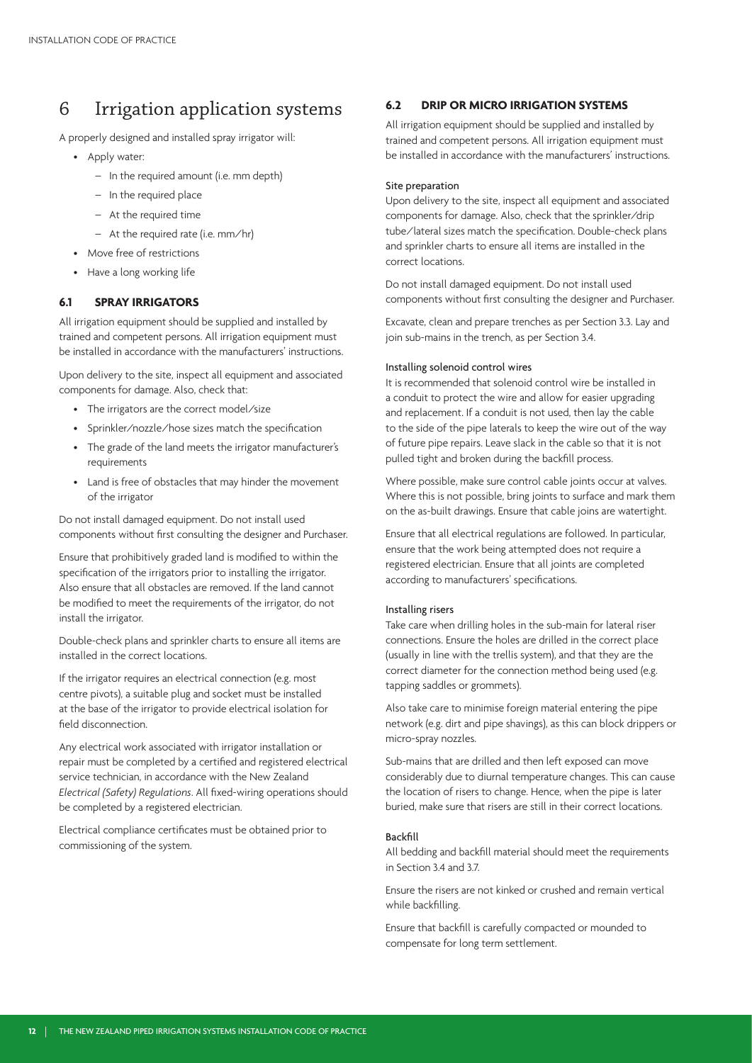// Note: Running header "INSTALLATION CODE OF PRACTICE" and footer omitted.

# 6 Irrigation application systems

A properly designed and installed spray irrigator will:

- Apply water:
  - In the required amount (i.e. mm depth)
  - In the required place
  - At the required time
  - At the required rate (i.e. mm/hr)
- Move free of restrictions
- Have a long working life

## 6.1 SPRAY IRRIGATORS

All irrigation equipment should be supplied and installed by trained and competent persons. All irrigation equipment must be installed in accordance with the manufacturers' instructions.

Upon delivery to the site, inspect all equipment and associated components for damage. Also, check that:

- The irrigators are the correct model/size
- Sprinkler/nozzle/hose sizes match the specification
- The grade of the land meets the irrigator manufacturer's requirements
- Land is free of obstacles that may hinder the movement of the irrigator

Do not install damaged equipment. Do not install used components without first consulting the designer and Purchaser.

Ensure that prohibitively graded land is modified to within the specification of the irrigators prior to installing the irrigator. Also ensure that all obstacles are removed. If the land cannot be modified to meet the requirements of the irrigator, do not install the irrigator.

Double-check plans and sprinkler charts to ensure all items are installed in the correct locations.

If the irrigator requires an electrical connection (e.g. most centre pivots), a suitable plug and socket must be installed at the base of the irrigator to provide electrical isolation for field disconnection.

Any electrical work associated with irrigator installation or repair must be completed by a certified and registered electrical service technician, in accordance with the New Zealand *Electrical (Safety) Regulations*. All fixed-wiring operations should be completed by a registered electrician.

Electrical compliance certificates must be obtained prior to commissioning of the system.

## 6.2 DRIP OR MICRO IRRIGATION SYSTEMS

All irrigation equipment should be supplied and installed by trained and competent persons. All irrigation equipment must be installed in accordance with the manufacturers' instructions.

### Site preparation

Upon delivery to the site, inspect all equipment and associated components for damage. Also, check that the sprinkler/drip tube/lateral sizes match the specification. Double-check plans and sprinkler charts to ensure all items are installed in the correct locations.

Do not install damaged equipment. Do not install used components without first consulting the designer and Purchaser.

Excavate, clean and prepare trenches as per Section 3.3. Lay and join sub-mains in the trench, as per Section 3.4.

### Installing solenoid control wires

It is recommended that solenoid control wire be installed in a conduit to protect the wire and allow for easier upgrading and replacement. If a conduit is not used, then lay the cable to the side of the pipe laterals to keep the wire out of the way of future pipe repairs. Leave slack in the cable so that it is not pulled tight and broken during the backfill process.

Where possible, make sure control cable joints occur at valves. Where this is not possible, bring joints to surface and mark them on the as-built drawings. Ensure that cable joins are watertight.

Ensure that all electrical regulations are followed. In particular, ensure that the work being attempted does not require a registered electrician. Ensure that all joints are completed according to manufacturers' specifications.

### Installing risers

Take care when drilling holes in the sub-main for lateral riser connections. Ensure the holes are drilled in the correct place (usually in line with the trellis system), and that they are the correct diameter for the connection method being used (e.g. tapping saddles or grommets).

Also take care to minimise foreign material entering the pipe network (e.g. dirt and pipe shavings), as this can block drippers or micro-spray nozzles.

Sub-mains that are drilled and then left exposed can move considerably due to diurnal temperature changes. This can cause the location of risers to change. Hence, when the pipe is later buried, make sure that risers are still in their correct locations.

### Backfill

All bedding and backfill material should meet the requirements in Section 3.4 and 3.7.

Ensure the risers are not kinked or crushed and remain vertical while backfilling.

Ensure that backfill is carefully compacted or mounded to compensate for long term settlement.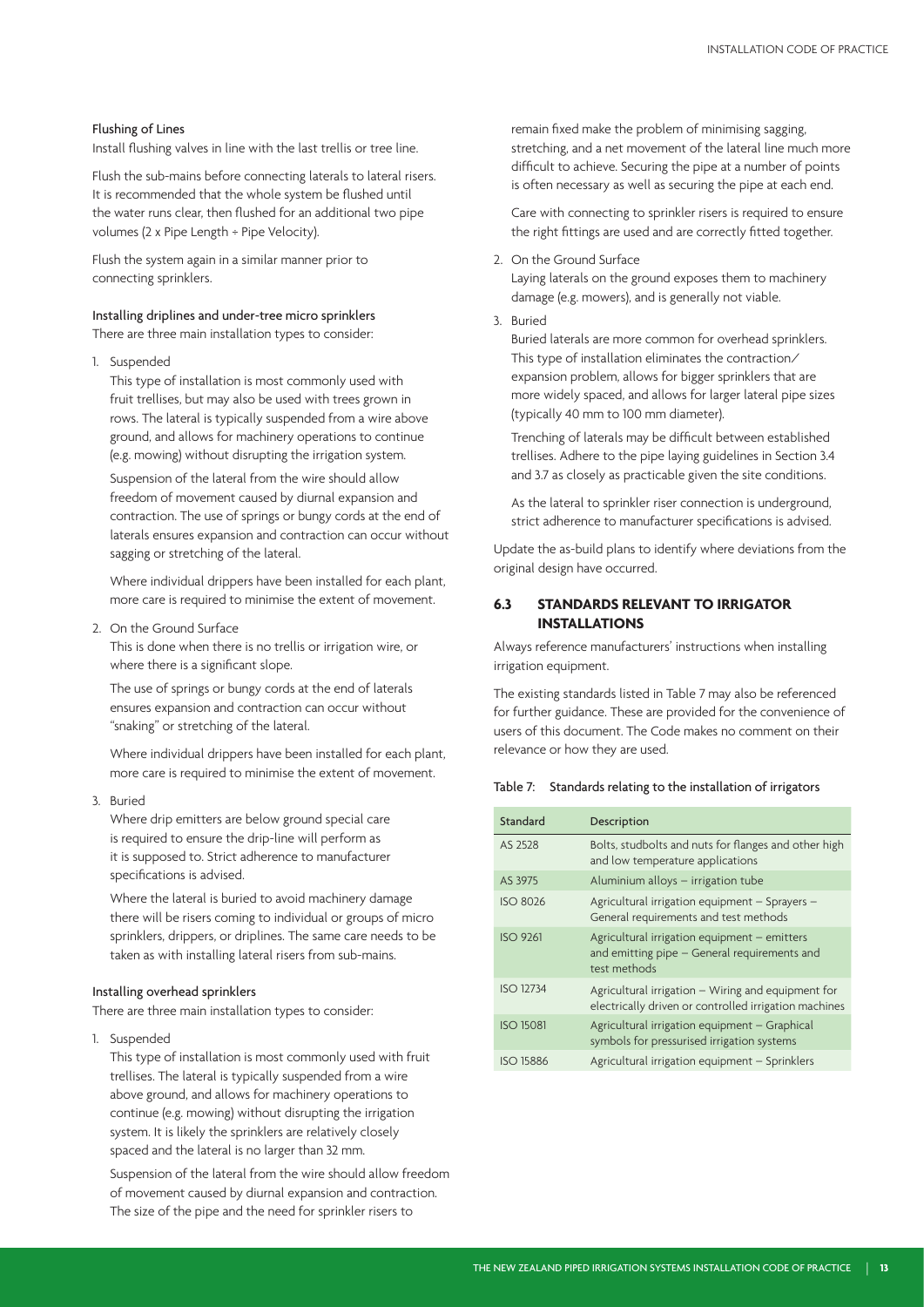#### Flushing of Lines

Install flushing valves in line with the last trellis or tree line.

Flush the sub-mains before connecting laterals to lateral risers. It is recommended that the whole system be flushed until the water runs clear, then flushed for an additional two pipe volumes (2 x Pipe Length ÷ Pipe Velocity).

Flush the system again in a similar manner prior to connecting sprinklers.

#### Installing driplines and under-tree micro sprinklers

There are three main installation types to consider:

1. Suspended

   This type of installation is most commonly used with fruit trellises, but may also be used with trees grown in rows. The lateral is typically suspended from a wire above ground, and allows for machinery operations to continue (e.g. mowing) without disrupting the irrigation system.

   Suspension of the lateral from the wire should allow freedom of movement caused by diurnal expansion and contraction. The use of springs or bungy cords at the end of laterals ensures expansion and contraction can occur without sagging or stretching of the lateral.

   Where individual drippers have been installed for each plant, more care is required to minimise the extent of movement.

2. On the Ground Surface

   This is done when there is no trellis or irrigation wire, or where there is a significant slope.

   The use of springs or bungy cords at the end of laterals ensures expansion and contraction can occur without "snaking" or stretching of the lateral.

   Where individual drippers have been installed for each plant, more care is required to minimise the extent of movement.

3. Buried

   Where drip emitters are below ground special care is required to ensure the drip-line will perform as it is supposed to. Strict adherence to manufacturer specifications is advised.

   Where the lateral is buried to avoid machinery damage there will be risers coming to individual or groups of micro sprinklers, drippers, or driplines. The same care needs to be taken as with installing lateral risers from sub-mains.

#### Installing overhead sprinklers

There are three main installation types to consider:

1. Suspended

   This type of installation is most commonly used with fruit trellises. The lateral is typically suspended from a wire above ground, and allows for machinery operations to continue (e.g. mowing) without disrupting the irrigation system. It is likely the sprinklers are relatively closely spaced and the lateral is no larger than 32 mm.

   Suspension of the lateral from the wire should allow freedom of movement caused by diurnal expansion and contraction. The size of the pipe and the need for sprinkler risers to remain fixed make the problem of minimising sagging, stretching, and a net movement of the lateral line much more difficult to achieve. Securing the pipe at a number of points is often necessary as well as securing the pipe at each end.

   Care with connecting to sprinkler risers is required to ensure the right fittings are used and are correctly fitted together.

2. On the Ground Surface

   Laying laterals on the ground exposes them to machinery damage (e.g. mowers), and is generally not viable.

3. Buried

   Buried laterals are more common for overhead sprinklers. This type of installation eliminates the contraction/expansion problem, allows for bigger sprinklers that are more widely spaced, and allows for larger lateral pipe sizes (typically 40 mm to 100 mm diameter).

   Trenching of laterals may be difficult between established trellises. Adhere to the pipe laying guidelines in Section 3.4 and 3.7 as closely as practicable given the site conditions.

   As the lateral to sprinkler riser connection is underground, strict adherence to manufacturer specifications is advised.

Update the as-build plans to identify where deviations from the original design have occurred.

## 6.3 STANDARDS RELEVANT TO IRRIGATOR INSTALLATIONS

Always reference manufacturers' instructions when installing irrigation equipment.

The existing standards listed in Table 7 may also be referenced for further guidance. These are provided for the convenience of users of this document. The Code makes no comment on their relevance or how they are used.

Table 7: Standards relating to the installation of irrigators

| Standard | Description |
|---|---|
| AS 2528 | Bolts, studbolts and nuts for flanges and other high and low temperature applications |
| AS 3975 | Aluminium alloys – irrigation tube |
| ISO 8026 | Agricultural irrigation equipment – Sprayers – General requirements and test methods |
| ISO 9261 | Agricultural irrigation equipment – emitters and emitting pipe – General requirements and test methods |
| ISO 12734 | Agricultural irrigation – Wiring and equipment for electrically driven or controlled irrigation machines |
| ISO 15081 | Agricultural irrigation equipment – Graphical symbols for pressurised irrigation systems |
| ISO 15886 | Agricultural irrigation equipment – Sprinklers |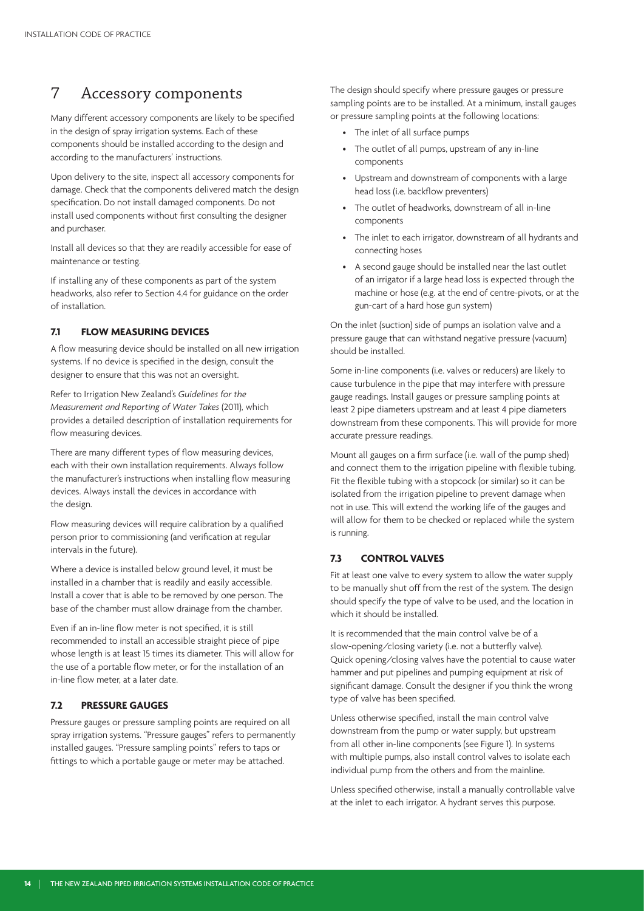# 7 Accessory components

Many different accessory components are likely to be specified in the design of spray irrigation systems. Each of these components should be installed according to the design and according to the manufacturers' instructions.

Upon delivery to the site, inspect all accessory components for damage. Check that the components delivered match the design specification. Do not install damaged components. Do not install used components without first consulting the designer and purchaser.

Install all devices so that they are readily accessible for ease of maintenance or testing.

If installing any of these components as part of the system headworks, also refer to Section 4.4 for guidance on the order of installation.

## 7.1 FLOW MEASURING DEVICES

A flow measuring device should be installed on all new irrigation systems. If no device is specified in the design, consult the designer to ensure that this was not an oversight.

Refer to Irrigation New Zealand's *Guidelines for the Measurement and Reporting of Water Takes* (2011), which provides a detailed description of installation requirements for flow measuring devices.

There are many different types of flow measuring devices, each with their own installation requirements. Always follow the manufacturer's instructions when installing flow measuring devices. Always install the devices in accordance with the design.

Flow measuring devices will require calibration by a qualified person prior to commissioning (and verification at regular intervals in the future).

Where a device is installed below ground level, it must be installed in a chamber that is readily and easily accessible. Install a cover that is able to be removed by one person. The base of the chamber must allow drainage from the chamber.

Even if an in-line flow meter is not specified, it is still recommended to install an accessible straight piece of pipe whose length is at least 15 times its diameter. This will allow for the use of a portable flow meter, or for the installation of an in-line flow meter, at a later date.

## 7.2 PRESSURE GAUGES

Pressure gauges or pressure sampling points are required on all spray irrigation systems. "Pressure gauges" refers to permanently installed gauges. "Pressure sampling points" refers to taps or fittings to which a portable gauge or meter may be attached.

The design should specify where pressure gauges or pressure sampling points are to be installed. At a minimum, install gauges or pressure sampling points at the following locations:

- The inlet of all surface pumps
- The outlet of all pumps, upstream of any in-line components
- Upstream and downstream of components with a large head loss (i.e. backflow preventers)
- The outlet of headworks, downstream of all in-line components
- The inlet to each irrigator, downstream of all hydrants and connecting hoses
- A second gauge should be installed near the last outlet of an irrigator if a large head loss is expected through the machine or hose (e.g. at the end of centre-pivots, or at the gun-cart of a hard hose gun system)

On the inlet (suction) side of pumps an isolation valve and a pressure gauge that can withstand negative pressure (vacuum) should be installed.

Some in-line components (i.e. valves or reducers) are likely to cause turbulence in the pipe that may interfere with pressure gauge readings. Install gauges or pressure sampling points at least 2 pipe diameters upstream and at least 4 pipe diameters downstream from these components. This will provide for more accurate pressure readings.

Mount all gauges on a firm surface (i.e. wall of the pump shed) and connect them to the irrigation pipeline with flexible tubing. Fit the flexible tubing with a stopcock (or similar) so it can be isolated from the irrigation pipeline to prevent damage when not in use. This will extend the working life of the gauges and will allow for them to be checked or replaced while the system is running.

## 7.3 CONTROL VALVES

Fit at least one valve to every system to allow the water supply to be manually shut off from the rest of the system. The design should specify the type of valve to be used, and the location in which it should be installed.

It is recommended that the main control valve be of a slow-opening/closing variety (i.e. not a butterfly valve). Quick opening/closing valves have the potential to cause water hammer and put pipelines and pumping equipment at risk of significant damage. Consult the designer if you think the wrong type of valve has been specified.

Unless otherwise specified, install the main control valve downstream from the pump or water supply, but upstream from all other in-line components (see Figure 1). In systems with multiple pumps, also install control valves to isolate each individual pump from the others and from the mainline.

Unless specified otherwise, install a manually controllable valve at the inlet to each irrigator. A hydrant serves this purpose.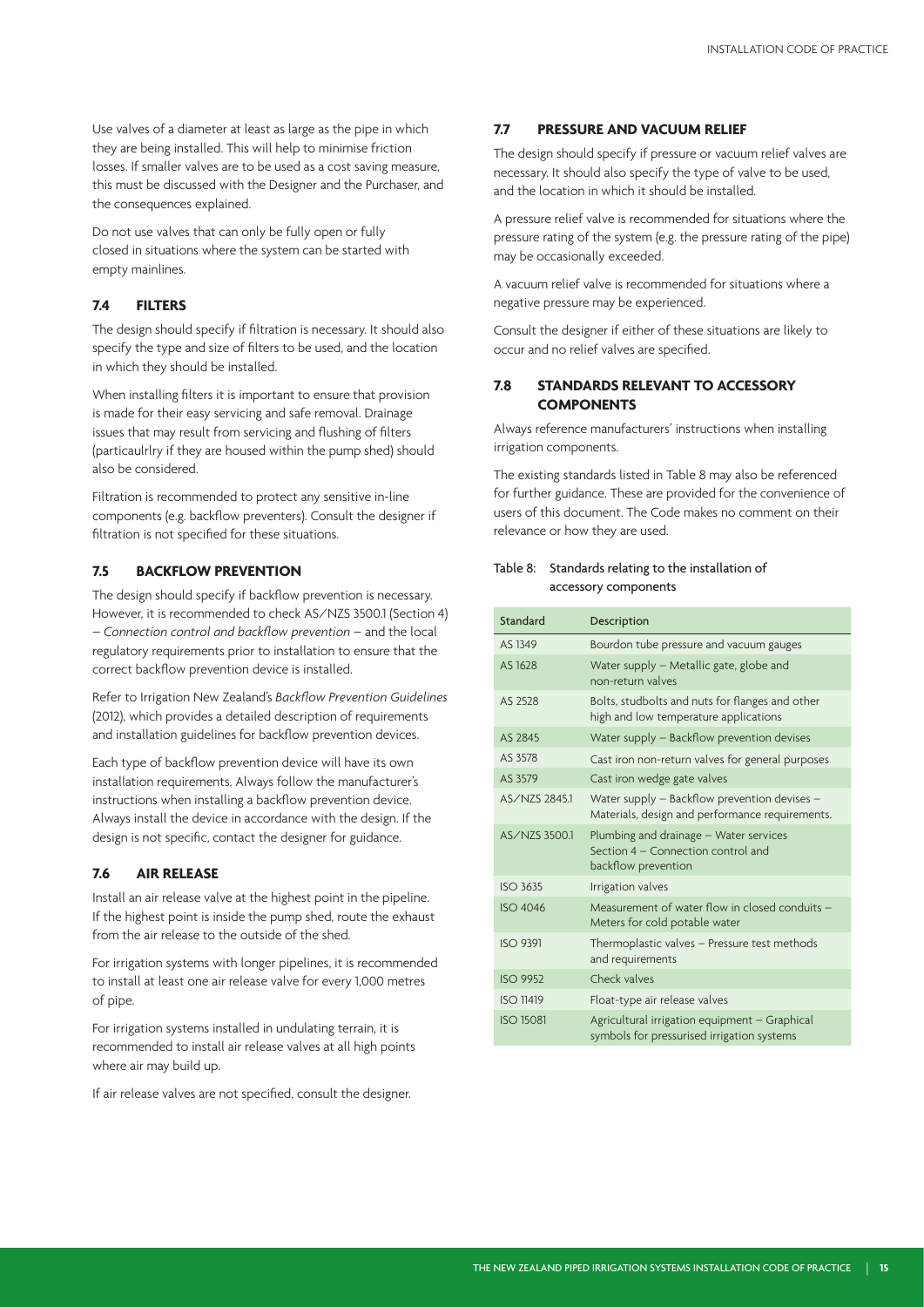Use valves of a diameter at least as large as the pipe in which they are being installed. This will help to minimise friction losses. If smaller valves are to be used as a cost saving measure, this must be discussed with the Designer and the Purchaser, and the consequences explained.

Do not use valves that can only be fully open or fully closed in situations where the system can be started with empty mainlines.

### 7.4 FILTERS

The design should specify if filtration is necessary. It should also specify the type and size of filters to be used, and the location in which they should be installed.

When installing filters it is important to ensure that provision is made for their easy servicing and safe removal. Drainage issues that may result from servicing and flushing of filters (particaulrlry if they are housed within the pump shed) should also be considered.

Filtration is recommended to protect any sensitive in-line components (e.g. backflow preventers). Consult the designer if filtration is not specified for these situations.

### 7.5 BACKFLOW PREVENTION

The design should specify if backflow prevention is necessary. However, it is recommended to check AS/NZS 3500.1 (Section 4) – *Connection control and backflow prevention* – and the local regulatory requirements prior to installation to ensure that the correct backflow prevention device is installed.

Refer to Irrigation New Zealand's *Backflow Prevention Guidelines* (2012), which provides a detailed description of requirements and installation guidelines for backflow prevention devices.

Each type of backflow prevention device will have its own installation requirements. Always follow the manufacturer's instructions when installing a backflow prevention device. Always install the device in accordance with the design. If the design is not specific, contact the designer for guidance.

### 7.6 AIR RELEASE

Install an air release valve at the highest point in the pipeline. If the highest point is inside the pump shed, route the exhaust from the air release to the outside of the shed.

For irrigation systems with longer pipelines, it is recommended to install at least one air release valve for every 1,000 metres of pipe.

For irrigation systems installed in undulating terrain, it is recommended to install air release valves at all high points where air may build up.

If air release valves are not specified, consult the designer.

### 7.7 PRESSURE AND VACUUM RELIEF

The design should specify if pressure or vacuum relief valves are necessary. It should also specify the type of valve to be used, and the location in which it should be installed.

A pressure relief valve is recommended for situations where the pressure rating of the system (e.g. the pressure rating of the pipe) may be occasionally exceeded.

A vacuum relief valve is recommended for situations where a negative pressure may be experienced.

Consult the designer if either of these situations are likely to occur and no relief valves are specified.

### 7.8 STANDARDS RELEVANT TO ACCESSORY COMPONENTS

Always reference manufacturers' instructions when installing irrigation components.

The existing standards listed in Table 8 may also be referenced for further guidance. These are provided for the convenience of users of this document. The Code makes no comment on their relevance or how they are used.

Table 8: Standards relating to the installation of accessory components

| Standard | Description |
|---|---|
| AS 1349 | Bourdon tube pressure and vacuum gauges |
| AS 1628 | Water supply – Metallic gate, globe and non-return valves |
| AS 2528 | Bolts, studbolts and nuts for flanges and other high and low temperature applications |
| AS 2845 | Water supply – Backflow prevention devises |
| AS 3578 | Cast iron non-return valves for general purposes |
| AS 3579 | Cast iron wedge gate valves |
| AS/NZS 2845.1 | Water supply – Backflow prevention devises – Materials, design and performance requirements. |
| AS/NZS 3500.1 | Plumbing and drainage – Water services Section 4 – Connection control and backflow prevention |
| ISO 3635 | Irrigation valves |
| ISO 4046 | Measurement of water flow in closed conduits – Meters for cold potable water |
| ISO 9391 | Thermoplastic valves – Pressure test methods and requirements |
| ISO 9952 | Check valves |
| ISO 11419 | Float-type air release valves |
| ISO 15081 | Agricultural irrigation equipment – Graphical symbols for pressurised irrigation systems |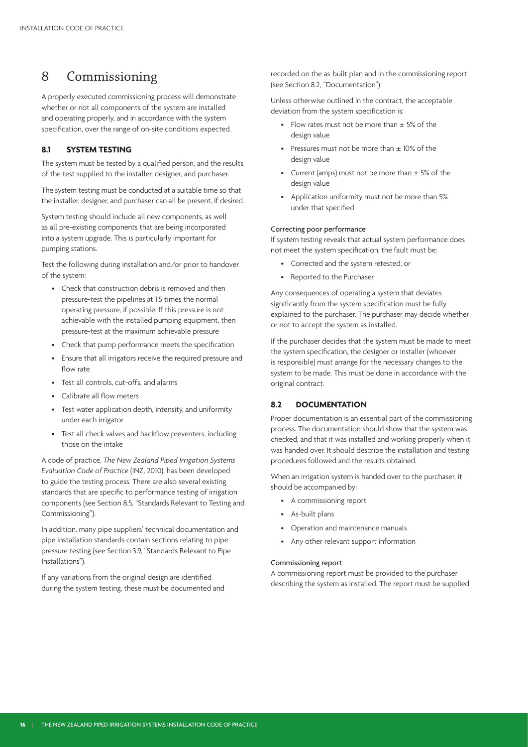# 8 Commissioning

A properly executed commissioning process will demonstrate whether or not all components of the system are installed and operating properly, and in accordance with the system specification, over the range of on-site conditions expected.

## 8.1 SYSTEM TESTING

The system must be tested by a qualified person, and the results of the test supplied to the installer, designer, and purchaser.

The system testing must be conducted at a suitable time so that the installer, designer, and purchaser can all be present, if desired.

System testing should include all new components, as well as all pre-existing components that are being incorporated into a system upgrade. This is particularly important for pumping stations.

Test the following during installation and/or prior to handover of the system:

- Check that construction debris is removed and then pressure-test the pipelines at 1.5 times the normal operating pressure, if possible. If this pressure is not achievable with the installed pumping equipment, then pressure-test at the maximum achievable pressure
- Check that pump performance meets the specification
- Ensure that all irrigators receive the required pressure and flow rate
- Test all controls, cut-offs, and alarms
- Calibrate all flow meters
- Test water application depth, intensity, and uniformity under each irrigator
- Test all check valves and backflow preventers, including those on the intake

A code of practice, *The New Zealand Piped Irrigation Systems Evaluation Code of Practice* (INZ, 2010), has been developed to guide the testing process. There are also several existing standards that are specific to performance testing of irrigation components (see Section 8.5, "Standards Relevant to Testing and Commissioning").

In addition, many pipe suppliers' technical documentation and pipe installation standards contain sections relating to pipe pressure testing (see Section 3.9, "Standards Relevant to Pipe Installations").

If any variations from the original design are identified during the system testing, these must be documented and recorded on the as-built plan and in the commissioning report (see Section 8.2, "Documentation").

Unless otherwise outlined in the contract, the acceptable deviation from the system specification is:

- Flow rates must not be more than ± 5% of the design value
- Pressures must not be more than ± 10% of the design value
- Current (amps) must not be more than ± 5% of the design value
- Application uniformity must not be more than 5% under that specified

#### Correcting poor performance

If system testing reveals that actual system performance does not meet the system specification, the fault must be:

- Corrected and the system retested, or
- Reported to the Purchaser

Any consequences of operating a system that deviates significantly from the system specification must be fully explained to the purchaser. The purchaser may decide whether or not to accept the system as installed.

If the purchaser decides that the system must be made to meet the system specification, the designer or installer (whoever is responsible) must arrange for the necessary changes to the system to be made. This must be done in accordance with the original contract.

## 8.2 DOCUMENTATION

Proper documentation is an essential part of the commissioning process. The documentation should show that the system was checked, and that it was installed and working properly when it was handed over. It should describe the installation and testing procedures followed and the results obtained.

When an irrigation system is handed over to the purchaser, it should be accompanied by:

- A commissioning report
- As-built plans
- Operation and maintenance manuals
- Any other relevant support information

#### Commissioning report

A commissioning report must be provided to the purchaser describing the system as installed. The report must be supplied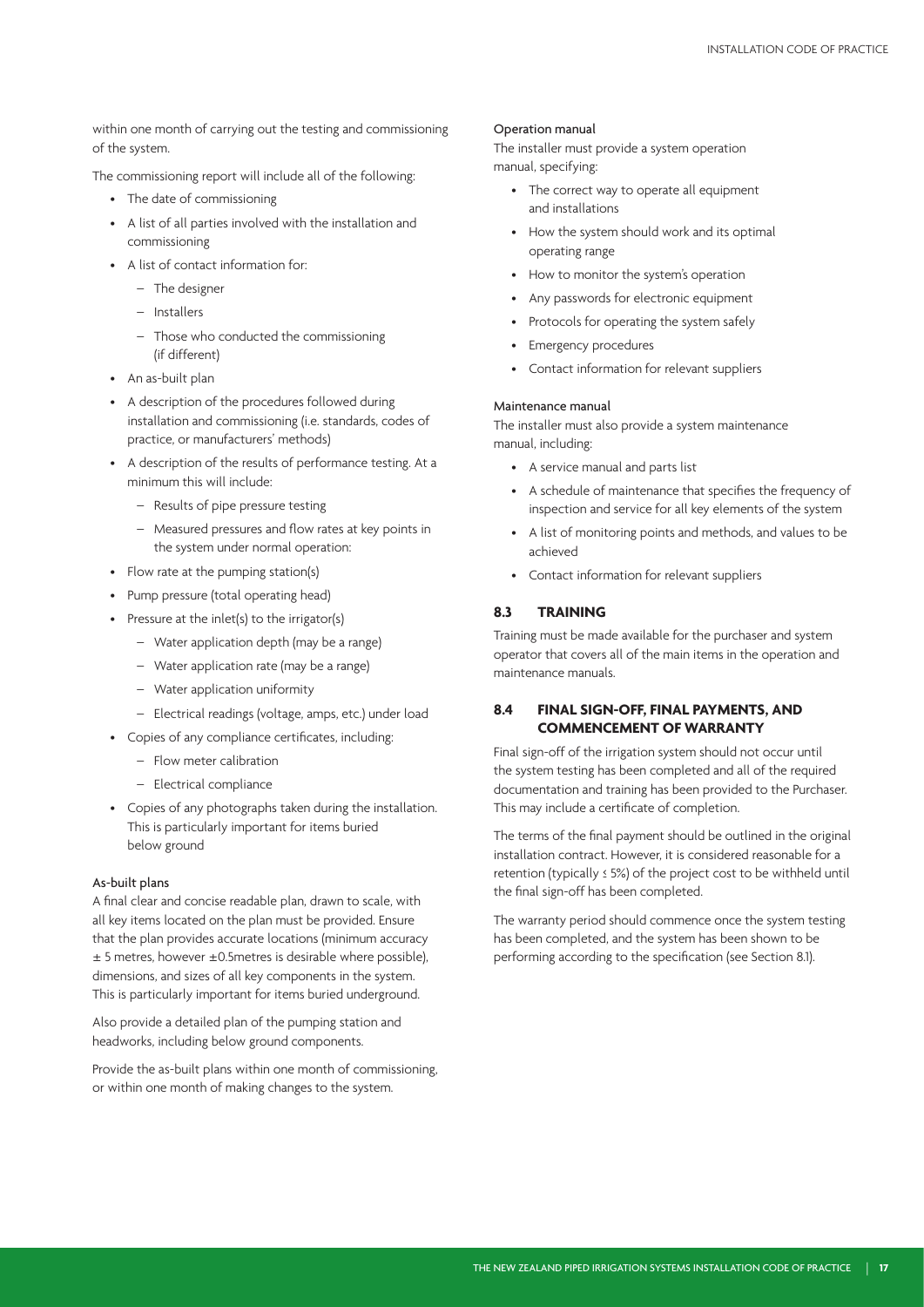within one month of carrying out the testing and commissioning of the system.

The commissioning report will include all of the following:

- The date of commissioning
- A list of all parties involved with the installation and commissioning
- A list of contact information for:
  - The designer
  - Installers
  - Those who conducted the commissioning (if different)
- An as-built plan
- A description of the procedures followed during installation and commissioning (i.e. standards, codes of practice, or manufacturers' methods)
- A description of the results of performance testing. At a minimum this will include:
  - Results of pipe pressure testing
  - Measured pressures and flow rates at key points in the system under normal operation:
- Flow rate at the pumping station(s)
- Pump pressure (total operating head)
- Pressure at the inlet(s) to the irrigator(s)
  - Water application depth (may be a range)
  - Water application rate (may be a range)
  - Water application uniformity
  - Electrical readings (voltage, amps, etc.) under load
- Copies of any compliance certificates, including:
  - Flow meter calibration
  - Electrical compliance
- Copies of any photographs taken during the installation. This is particularly important for items buried below ground

#### As-built plans

A final clear and concise readable plan, drawn to scale, with all key items located on the plan must be provided. Ensure that the plan provides accurate locations (minimum accuracy ± 5 metres, however ±0.5metres is desirable where possible), dimensions, and sizes of all key components in the system. This is particularly important for items buried underground.

Also provide a detailed plan of the pumping station and headworks, including below ground components.

Provide the as-built plans within one month of commissioning, or within one month of making changes to the system.

#### Operation manual

The installer must provide a system operation manual, specifying:

- The correct way to operate all equipment and installations
- How the system should work and its optimal operating range
- How to monitor the system's operation
- Any passwords for electronic equipment
- Protocols for operating the system safely
- Emergency procedures
- Contact information for relevant suppliers

#### Maintenance manual

The installer must also provide a system maintenance manual, including:

- A service manual and parts list
- A schedule of maintenance that specifies the frequency of inspection and service for all key elements of the system
- A list of monitoring points and methods, and values to be achieved
- Contact information for relevant suppliers

## 8.3 TRAINING

Training must be made available for the purchaser and system operator that covers all of the main items in the operation and maintenance manuals.

## 8.4 FINAL SIGN-OFF, FINAL PAYMENTS, AND COMMENCEMENT OF WARRANTY

Final sign-off of the irrigation system should not occur until the system testing has been completed and all of the required documentation and training has been provided to the Purchaser. This may include a certificate of completion.

The terms of the final payment should be outlined in the original installation contract. However, it is considered reasonable for a retention (typically ≤ 5%) of the project cost to be withheld until the final sign-off has been completed.

The warranty period should commence once the system testing has been completed, and the system has been shown to be performing according to the specification (see Section 8.1).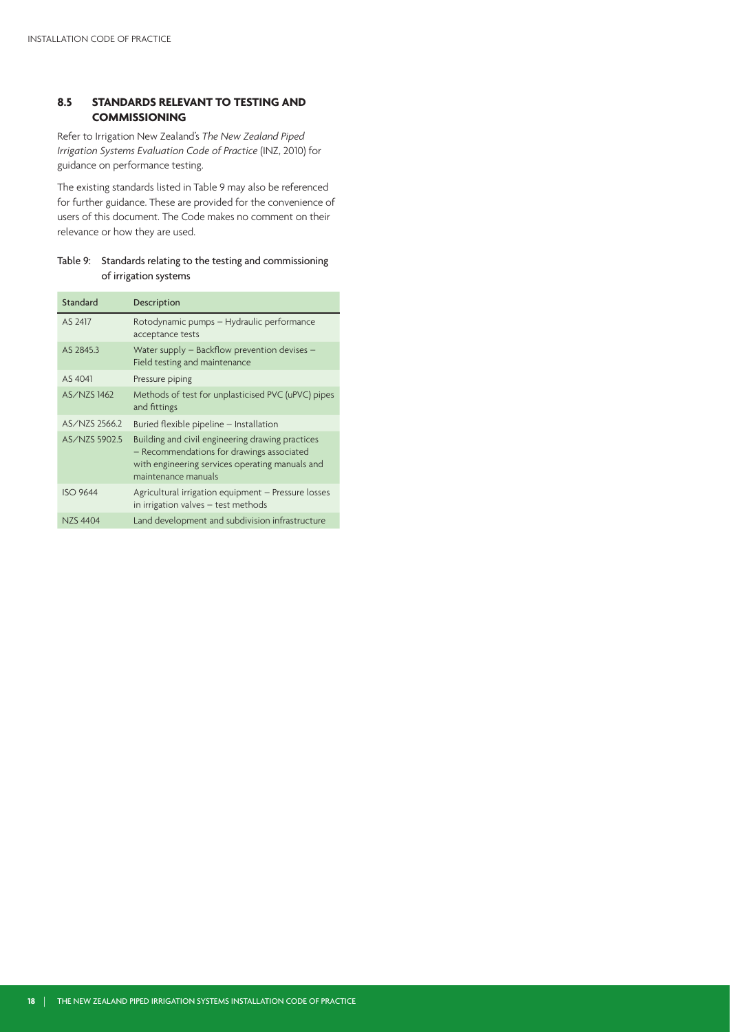## 8.5 STANDARDS RELEVANT TO TESTING AND COMMISSIONING

Refer to Irrigation New Zealand's *The New Zealand Piped Irrigation Systems Evaluation Code of Practice* (INZ, 2010) for guidance on performance testing.

The existing standards listed in Table 9 may also be referenced for further guidance. These are provided for the convenience of users of this document. The Code makes no comment on their relevance or how they are used.

Table 9: Standards relating to the testing and commissioning of irrigation systems

| Standard | Description |
|---|---|
| AS 2417 | Rotodynamic pumps – Hydraulic performance acceptance tests |
| AS 2845.3 | Water supply – Backflow prevention devises – Field testing and maintenance |
| AS 4041 | Pressure piping |
| AS/NZS 1462 | Methods of test for unplasticised PVC (uPVC) pipes and fittings |
| AS/NZS 2566.2 | Buried flexible pipeline – Installation |
| AS/NZS 5902.5 | Building and civil engineering drawing practices – Recommendations for drawings associated with engineering services operating manuals and maintenance manuals |
| ISO 9644 | Agricultural irrigation equipment – Pressure losses in irrigation valves – test methods |
| NZS 4404 | Land development and subdivision infrastructure |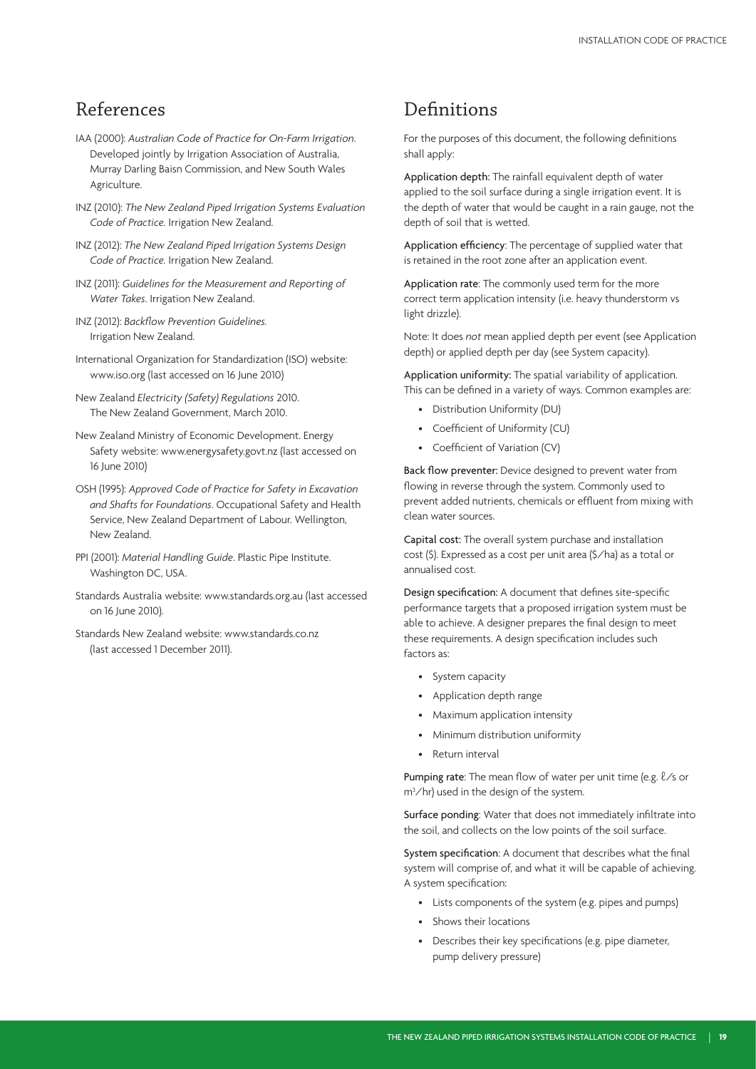## References

IAA (2000): *Australian Code of Practice for On-Farm Irrigation*. Developed jointly by Irrigation Association of Australia, Murray Darling Baisn Commission, and New South Wales Agriculture.

INZ (2010): *The New Zealand Piped Irrigation Systems Evaluation Code of Practice*. Irrigation New Zealand.

INZ (2012): *The New Zealand Piped Irrigation Systems Design Code of Practice*. Irrigation New Zealand.

INZ (2011): *Guidelines for the Measurement and Reporting of Water Takes*. Irrigation New Zealand.

INZ (2012): *Backflow Prevention Guidelines*. Irrigation New Zealand.

International Organization for Standardization (ISO) website: www.iso.org (last accessed on 16 June 2010)

New Zealand *Electricity (Safety) Regulations* 2010. The New Zealand Government, March 2010.

New Zealand Ministry of Economic Development. Energy Safety website: www.energysafety.govt.nz (last accessed on 16 June 2010)

OSH (1995): *Approved Code of Practice for Safety in Excavation and Shafts for Foundations*. Occupational Safety and Health Service, New Zealand Department of Labour. Wellington, New Zealand.

PPI (2001): *Material Handling Guide*. Plastic Pipe Institute. Washington DC, USA.

Standards Australia website: www.standards.org.au (last accessed on 16 June 2010).

Standards New Zealand website: www.standards.co.nz (last accessed 1 December 2011).

## Definitions

For the purposes of this document, the following definitions shall apply:

**Application depth:** The rainfall equivalent depth of water applied to the soil surface during a single irrigation event. It is the depth of water that would be caught in a rain gauge, not the depth of soil that is wetted.

**Application efficiency**: The percentage of supplied water that is retained in the root zone after an application event.

**Application rate**: The commonly used term for the more correct term application intensity (i.e. heavy thunderstorm vs light drizzle).

Note: It does *not* mean applied depth per event (see Application depth) or applied depth per day (see System capacity).

**Application uniformity:** The spatial variability of application. This can be defined in a variety of ways. Common examples are:

- Distribution Uniformity (DU)
- Coefficient of Uniformity (CU)
- Coefficient of Variation (CV)

**Back flow preventer:** Device designed to prevent water from flowing in reverse through the system. Commonly used to prevent added nutrients, chemicals or effluent from mixing with clean water sources.

**Capital cost:** The overall system purchase and installation cost ($). Expressed as a cost per unit area ($/ha) as a total or annualised cost.

**Design specification:** A document that defines site-specific performance targets that a proposed irrigation system must be able to achieve. A designer prepares the final design to meet these requirements. A design specification includes such factors as:

- System capacity
- Application depth range
- Maximum application intensity
- Minimum distribution uniformity
- Return interval

**Pumping rate**: The mean flow of water per unit time (e.g. ℓ/s or $m^3$/hr) used in the design of the system.

**Surface ponding**: Water that does not immediately infiltrate into the soil, and collects on the low points of the soil surface.

**System specification**: A document that describes what the final system will comprise of, and what it will be capable of achieving. A system specification:

- Lists components of the system (e.g. pipes and pumps)
- Shows their locations
- Describes their key specifications (e.g. pipe diameter, pump delivery pressure)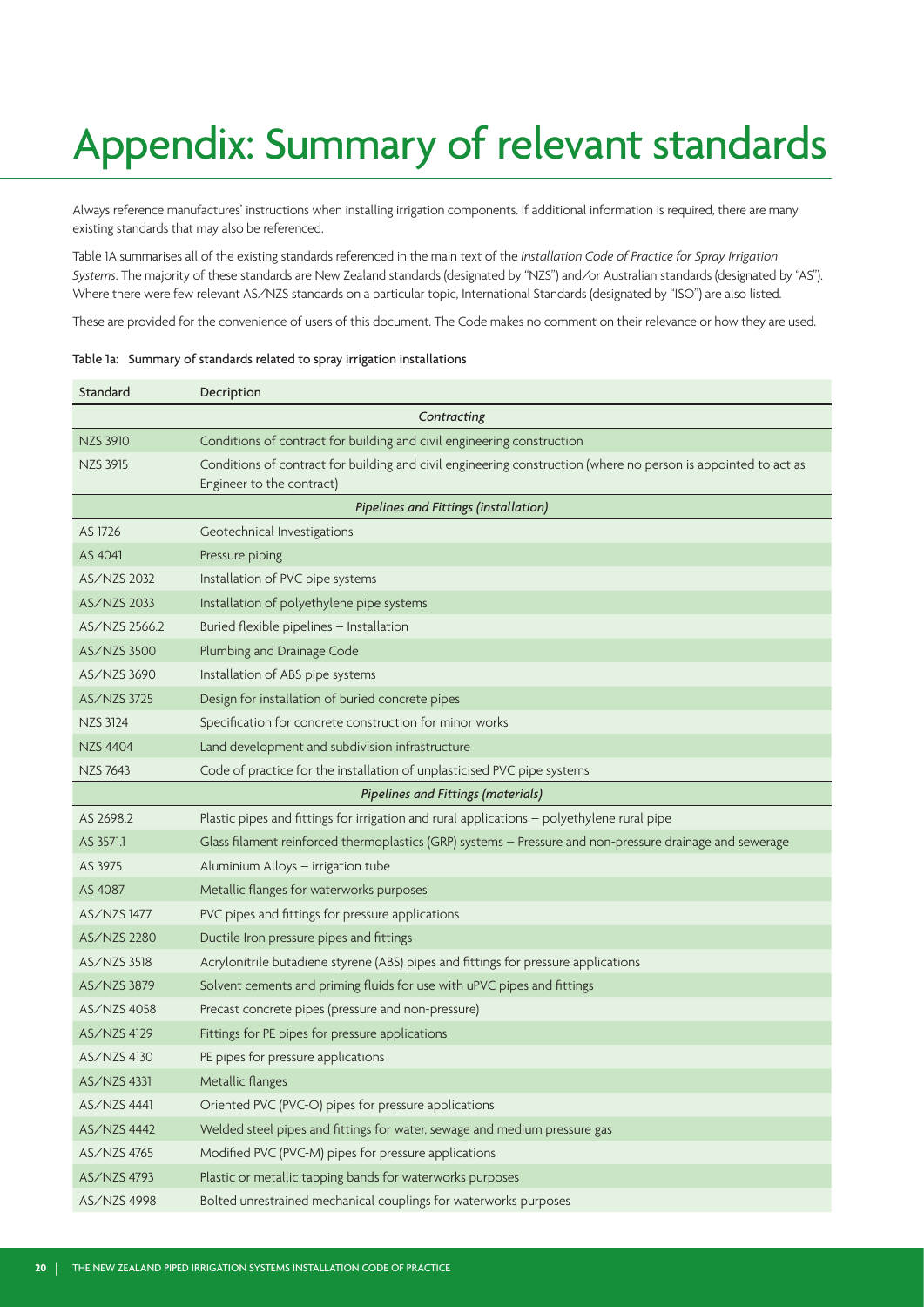# Appendix: Summary of relevant standards

Always reference manufactures' instructions when installing irrigation components. If additional information is required, there are many existing standards that may also be referenced.

Table 1A summarises all of the existing standards referenced in the main text of the *Installation Code of Practice for Spray Irrigation Systems*. The majority of these standards are New Zealand standards (designated by "NZS") and/or Australian standards (designated by "AS"). Where there were few relevant AS/NZS standards on a particular topic, International Standards (designated by "ISO") are also listed.

These are provided for the convenience of users of this document. The Code makes no comment on their relevance or how they are used.

Table 1a: Summary of standards related to spray irrigation installations

| Standard | Decription |
|---|---|
| | *Contracting* |
| NZS 3910 | Conditions of contract for building and civil engineering construction |
| NZS 3915 | Conditions of contract for building and civil engineering construction (where no person is appointed to act as Engineer to the contract) |
| | *Pipelines and Fittings (installation)* |
| AS 1726 | Geotechnical Investigations |
| AS 4041 | Pressure piping |
| AS/NZS 2032 | Installation of PVC pipe systems |
| AS/NZS 2033 | Installation of polyethylene pipe systems |
| AS/NZS 2566.2 | Buried flexible pipelines – Installation |
| AS/NZS 3500 | Plumbing and Drainage Code |
| AS/NZS 3690 | Installation of ABS pipe systems |
| AS/NZS 3725 | Design for installation of buried concrete pipes |
| NZS 3124 | Specification for concrete construction for minor works |
| NZS 4404 | Land development and subdivision infrastructure |
| NZS 7643 | Code of practice for the installation of unplasticised PVC pipe systems |
| | *Pipelines and Fittings (materials)* |
| AS 2698.2 | Plastic pipes and fittings for irrigation and rural applications – polyethylene rural pipe |
| AS 3571.1 | Glass filament reinforced thermoplastics (GRP) systems – Pressure and non-pressure drainage and sewerage |
| AS 3975 | Aluminium Alloys – irrigation tube |
| AS 4087 | Metallic flanges for waterworks purposes |
| AS/NZS 1477 | PVC pipes and fittings for pressure applications |
| AS/NZS 2280 | Ductile Iron pressure pipes and fittings |
| AS/NZS 3518 | Acrylonitrile butadiene styrene (ABS) pipes and fittings for pressure applications |
| AS/NZS 3879 | Solvent cements and priming fluids for use with uPVC pipes and fittings |
| AS/NZS 4058 | Precast concrete pipes (pressure and non-pressure) |
| AS/NZS 4129 | Fittings for PE pipes for pressure applications |
| AS/NZS 4130 | PE pipes for pressure applications |
| AS/NZS 4331 | Metallic flanges |
| AS/NZS 4441 | Oriented PVC (PVC-O) pipes for pressure applications |
| AS/NZS 4442 | Welded steel pipes and fittings for water, sewage and medium pressure gas |
| AS/NZS 4765 | Modified PVC (PVC-M) pipes for pressure applications |
| AS/NZS 4793 | Plastic or metallic tapping bands for waterworks purposes |
| AS/NZS 4998 | Bolted unrestrained mechanical couplings for waterworks purposes |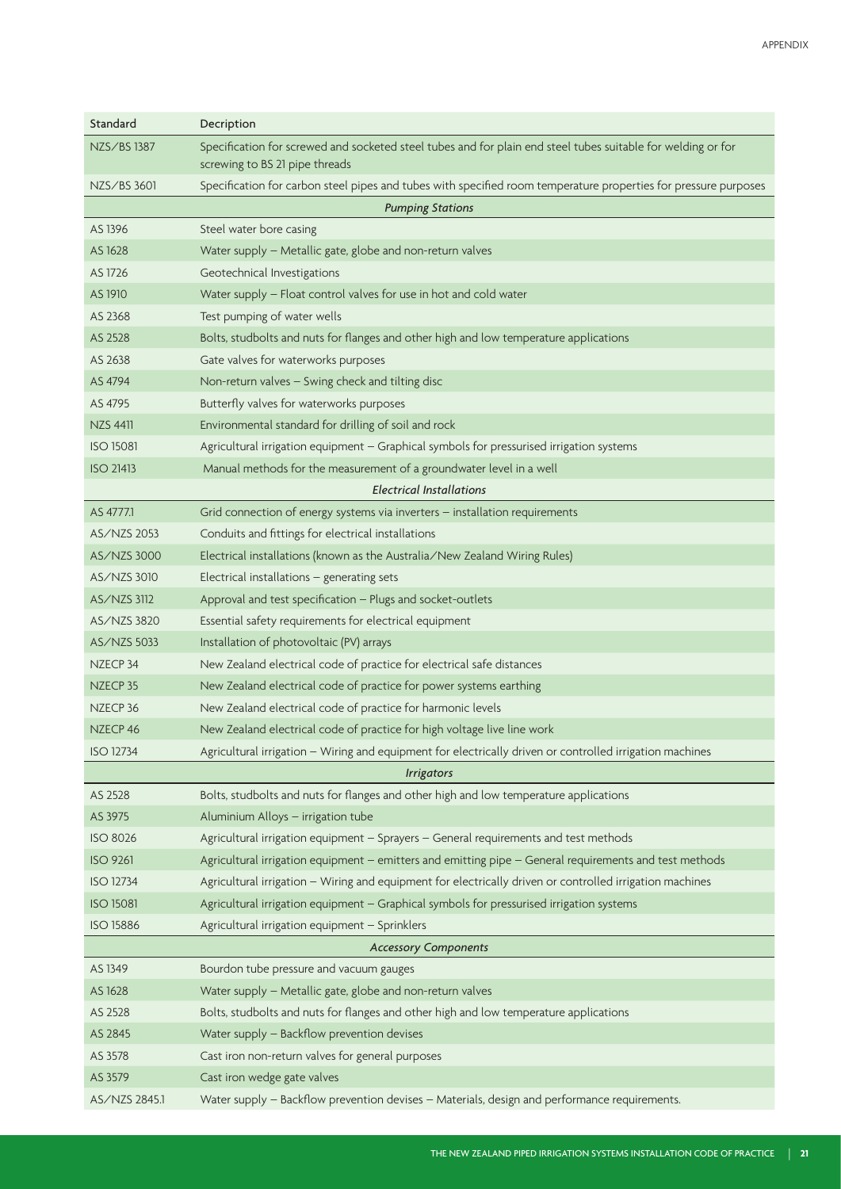| Standard | Decription |
| --- | --- |
| NZS/BS 1387 | Specification for screwed and socketed steel tubes and for plain end steel tubes suitable for welding or for screwing to BS 21 pipe threads |
| NZS/BS 3601 | Specification for carbon steel pipes and tubes with specified room temperature properties for pressure purposes |
| | *Pumping Stations* |
| AS 1396 | Steel water bore casing |
| AS 1628 | Water supply – Metallic gate, globe and non-return valves |
| AS 1726 | Geotechnical Investigations |
| AS 1910 | Water supply – Float control valves for use in hot and cold water |
| AS 2368 | Test pumping of water wells |
| AS 2528 | Bolts, studbolts and nuts for flanges and other high and low temperature applications |
| AS 2638 | Gate valves for waterworks purposes |
| AS 4794 | Non-return valves – Swing check and tilting disc |
| AS 4795 | Butterfly valves for waterworks purposes |
| NZS 4411 | Environmental standard for drilling of soil and rock |
| ISO 15081 | Agricultural irrigation equipment – Graphical symbols for pressurised irrigation systems |
| ISO 21413 | Manual methods for the measurement of a groundwater level in a well |
| | *Electrical Installations* |
| AS 4777.1 | Grid connection of energy systems via inverters – installation requirements |
| AS/NZS 2053 | Conduits and fittings for electrical installations |
| AS/NZS 3000 | Electrical installations (known as the Australia/New Zealand Wiring Rules) |
| AS/NZS 3010 | Electrical installations – generating sets |
| AS/NZS 3112 | Approval and test specification – Plugs and socket-outlets |
| AS/NZS 3820 | Essential safety requirements for electrical equipment |
| AS/NZS 5033 | Installation of photovoltaic (PV) arrays |
| NZECP 34 | New Zealand electrical code of practice for electrical safe distances |
| NZECP 35 | New Zealand electrical code of practice for power systems earthing |
| NZECP 36 | New Zealand electrical code of practice for harmonic levels |
| NZECP 46 | New Zealand electrical code of practice for high voltage live line work |
| ISO 12734 | Agricultural irrigation – Wiring and equipment for electrically driven or controlled irrigation machines |
| | *Irrigators* |
| AS 2528 | Bolts, studbolts and nuts for flanges and other high and low temperature applications |
| AS 3975 | Aluminium Alloys – irrigation tube |
| ISO 8026 | Agricultural irrigation equipment – Sprayers – General requirements and test methods |
| ISO 9261 | Agricultural irrigation equipment – emitters and emitting pipe – General requirements and test methods |
| ISO 12734 | Agricultural irrigation – Wiring and equipment for electrically driven or controlled irrigation machines |
| ISO 15081 | Agricultural irrigation equipment – Graphical symbols for pressurised irrigation systems |
| ISO 15886 | Agricultural irrigation equipment – Sprinklers |
| | *Accessory Components* |
| AS 1349 | Bourdon tube pressure and vacuum gauges |
| AS 1628 | Water supply – Metallic gate, globe and non-return valves |
| AS 2528 | Bolts, studbolts and nuts for flanges and other high and low temperature applications |
| AS 2845 | Water supply – Backflow prevention devises |
| AS 3578 | Cast iron non-return valves for general purposes |
| AS 3579 | Cast iron wedge gate valves |
| AS/NZS 2845.1 | Water supply – Backflow prevention devises – Materials, design and performance requirements. |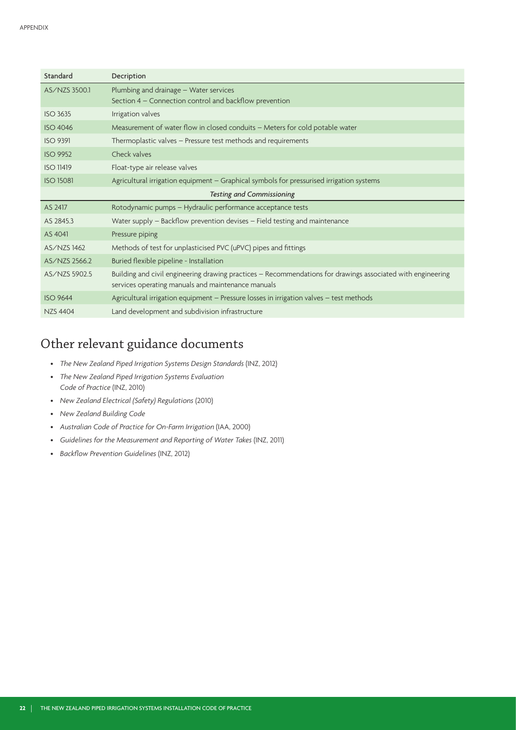| Standard | Decription |
| --- | --- |
| AS/NZS 3500.1 | Plumbing and drainage – Water services<br>Section 4 – Connection control and backflow prevention |
| ISO 3635 | Irrigation valves |
| ISO 4046 | Measurement of water flow in closed conduits – Meters for cold potable water |
| ISO 9391 | Thermoplastic valves – Pressure test methods and requirements |
| ISO 9952 | Check valves |
| ISO 11419 | Float-type air release valves |
| ISO 15081 | Agricultural irrigation equipment – Graphical symbols for pressurised irrigation systems |
| | *Testing and Commissioning* |
| AS 2417 | Rotodynamic pumps – Hydraulic performance acceptance tests |
| AS 2845.3 | Water supply – Backflow prevention devises – Field testing and maintenance |
| AS 4041 | Pressure piping |
| AS/NZS 1462 | Methods of test for unplasticised PVC (uPVC) pipes and fittings |
| AS/NZS 2566.2 | Buried flexible pipeline - Installation |
| AS/NZS 5902.5 | Building and civil engineering drawing practices – Recommendations for drawings associated with engineering services operating manuals and maintenance manuals |
| ISO 9644 | Agricultural irrigation equipment – Pressure losses in irrigation valves – test methods |
| NZS 4404 | Land development and subdivision infrastructure |

## Other relevant guidance documents

- *The New Zealand Piped Irrigation Systems Design Standards* (INZ, 2012)
- *The New Zealand Piped Irrigation Systems Evaluation Code of Practice* (INZ, 2010)
- *New Zealand Electrical (Safety) Regulations* (2010)
- *New Zealand Building Code*
- *Australian Code of Practice for On-Farm Irrigation* (IAA, 2000)
- *Guidelines for the Measurement and Reporting of Water Takes* (INZ, 2011)
- *Backflow Prevention Guidelines* (INZ, 2012)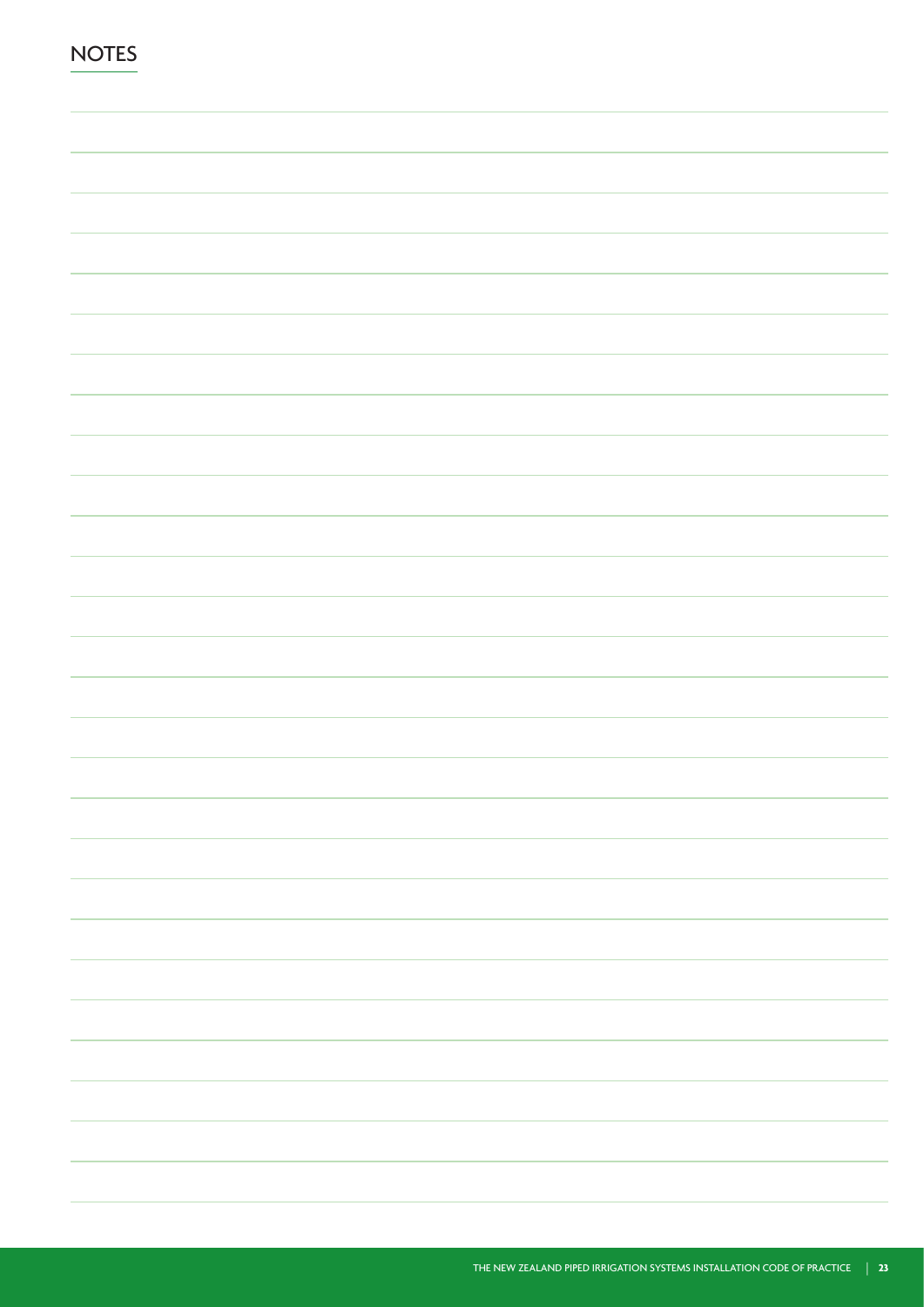## NOTES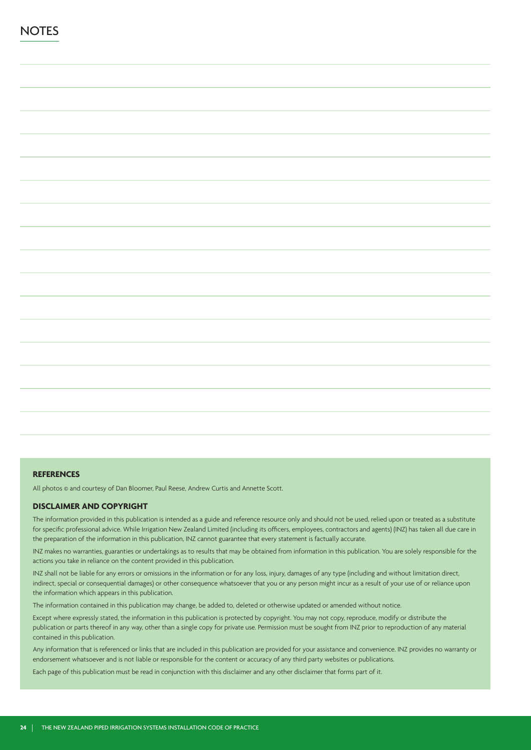# NOTES

## REFERENCES

All photos © and courtesy of Dan Bloomer, Paul Reese, Andrew Curtis and Annette Scott.

## DISCLAIMER AND COPYRIGHT

The information provided in this publication is intended as a guide and reference resource only and should not be used, relied upon or treated as a substitute for specific professional advice. While Irrigation New Zealand Limited (including its officers, employees, contractors and agents) (INZ) has taken all due care in the preparation of the information in this publication, INZ cannot guarantee that every statement is factually accurate.

INZ makes no warranties, guaranties or undertakings as to results that may be obtained from information in this publication. You are solely responsible for the actions you take in reliance on the content provided in this publication.

INZ shall not be liable for any errors or omissions in the information or for any loss, injury, damages of any type (including and without limitation direct, indirect, special or consequential damages) or other consequence whatsoever that you or any person might incur as a result of your use of or reliance upon the information which appears in this publication.

The information contained in this publication may change, be added to, deleted or otherwise updated or amended without notice.

Except where expressly stated, the information in this publication is protected by copyright. You may not copy, reproduce, modify or distribute the publication or parts thereof in any way, other than a single copy for private use. Permission must be sought from INZ prior to reproduction of any material contained in this publication.

Any information that is referenced or links that are included in this publication are provided for your assistance and convenience. INZ provides no warranty or endorsement whatsoever and is not liable or responsible for the content or accuracy of any third party websites or publications.

Each page of this publication must be read in conjunction with this disclaimer and any other disclaimer that forms part of it.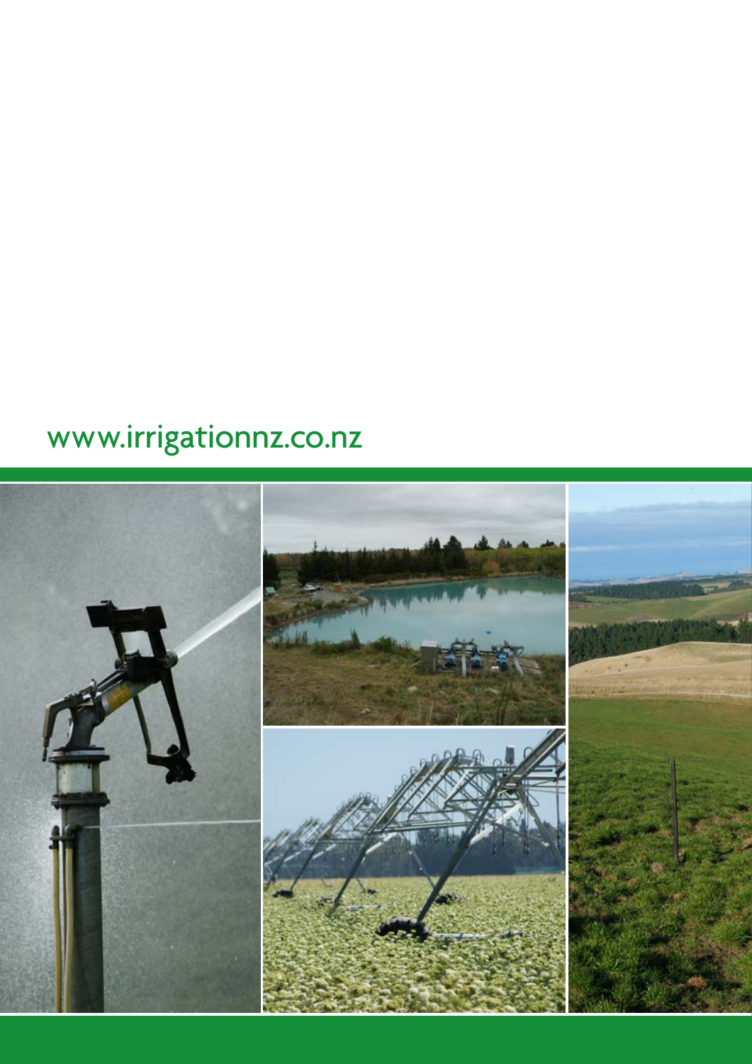www.irrigationnz.co.nz